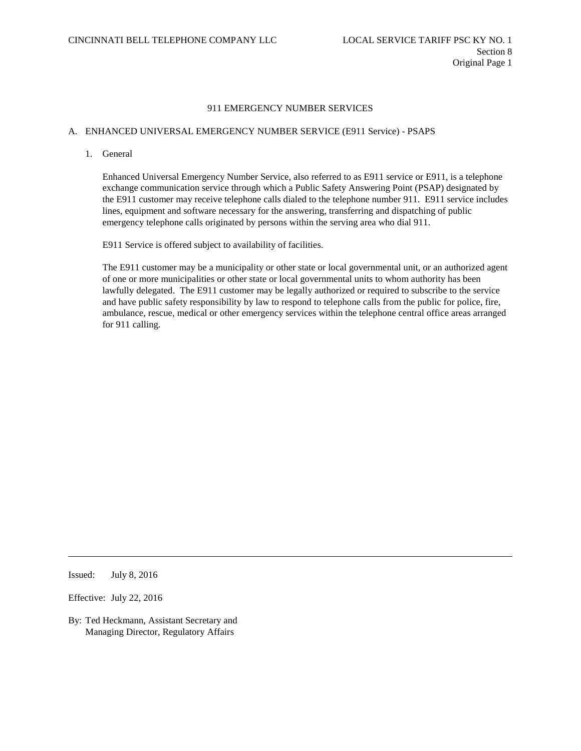# 911 EMERGENCY NUMBER SERVICES

## A. ENHANCED UNIVERSAL EMERGENCY NUMBER SERVICE (E911 Service) - PSAPS

### 1. General

Enhanced Universal Emergency Number Service, also referred to as E911 service or E911, is a telephone exchange communication service through which a Public Safety Answering Point (PSAP) designated by the E911 customer may receive telephone calls dialed to the telephone number 911. E911 service includes lines, equipment and software necessary for the answering, transferring and dispatching of public emergency telephone calls originated by persons within the serving area who dial 911.

E911 Service is offered subject to availability of facilities.

The E911 customer may be a municipality or other state or local governmental unit, or an authorized agent of one or more municipalities or other state or local governmental units to whom authority has been lawfully delegated. The E911 customer may be legally authorized or required to subscribe to the service and have public safety responsibility by law to respond to telephone calls from the public for police, fire, ambulance, rescue, medical or other emergency services within the telephone central office areas arranged for 911 calling.

---

Issued: July 8, 2016

Effective: July 22, 2016

By: Ted Heckmann, Assistant Secretary and Managing Director, Regulatory Affairs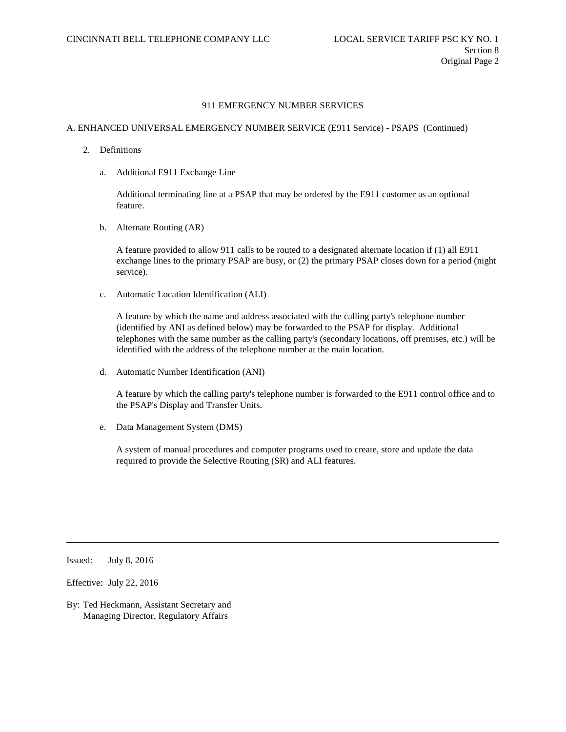## 911 EMERGENCY NUMBER SERVICES

### A. ENHANCED UNIVERSAL EMERGENCY NUMBER SERVICE (E911 Service) - PSAPS (Continued)

2. Definitions

   a. Additional E911 Exchange Line

      Additional terminating line at a PSAP that may be ordered by the E911 customer as an optional feature.

   b. Alternate Routing (AR)

      A feature provided to allow 911 calls to be routed to a designated alternate location if (1) all E911 exchange lines to the primary PSAP are busy, or (2) the primary PSAP closes down for a period (night service).

   c. Automatic Location Identification (ALI)

      A feature by which the name and address associated with the calling party's telephone number (identified by ANI as defined below) may be forwarded to the PSAP for display. Additional telephones with the same number as the calling party's (secondary locations, off premises, etc.) will be identified with the address of the telephone number at the main location.

   d. Automatic Number Identification (ANI)

      A feature by which the calling party's telephone number is forwarded to the E911 control office and to the PSAP's Display and Transfer Units.

   e. Data Management System (DMS)

      A system of manual procedures and computer programs used to create, store and update the data required to provide the Selective Routing (SR) and ALI features.

Issued: July 8, 2016

Effective: July 22, 2016

By: Ted Heckmann, Assistant Secretary and Managing Director, Regulatory Affairs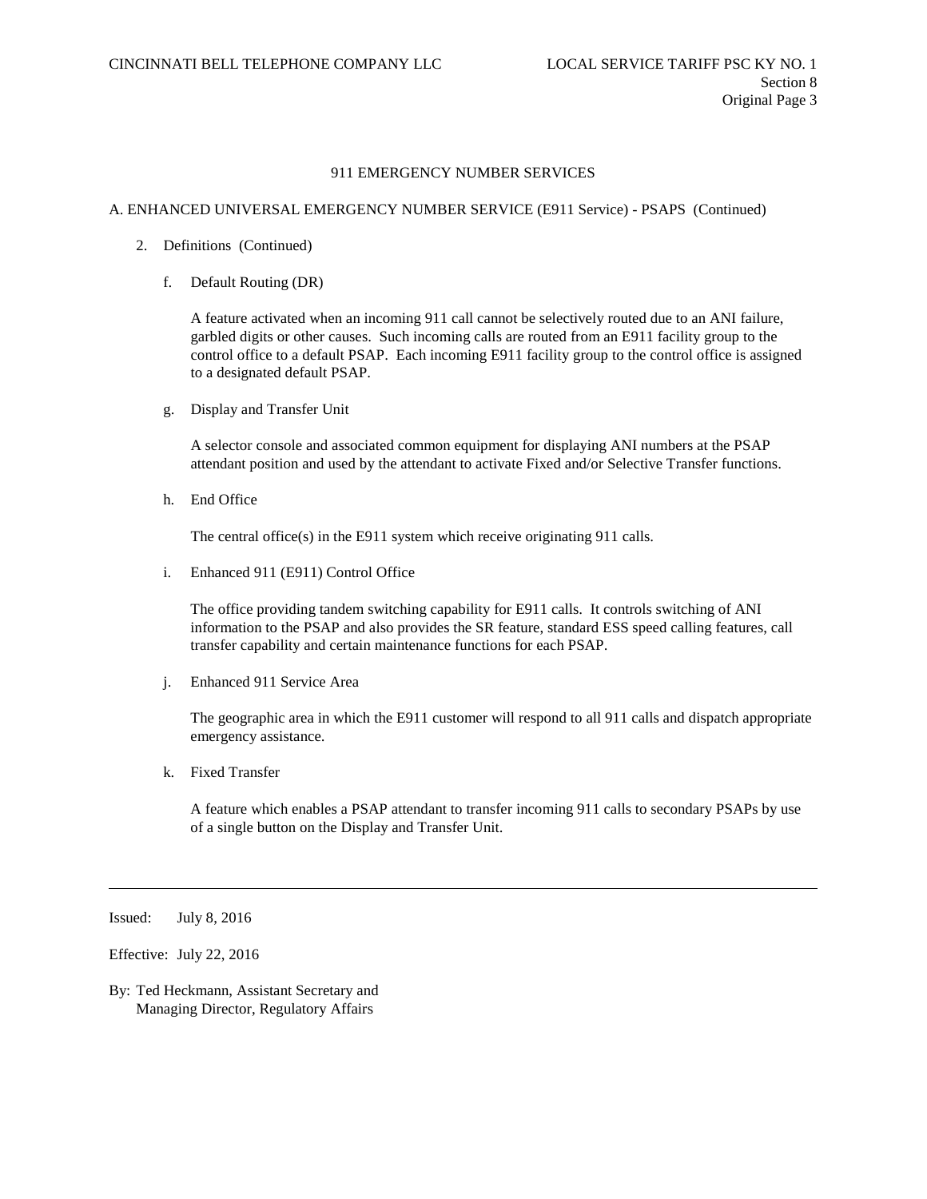# 911 EMERGENCY NUMBER SERVICES

## A. ENHANCED UNIVERSAL EMERGENCY NUMBER SERVICE (E911 Service) - PSAPS (Continued)

2. Definitions (Continued)

   f. Default Routing (DR)

      A feature activated when an incoming 911 call cannot be selectively routed due to an ANI failure, garbled digits or other causes. Such incoming calls are routed from an E911 facility group to the control office to a default PSAP. Each incoming E911 facility group to the control office is assigned to a designated default PSAP.

   g. Display and Transfer Unit

      A selector console and associated common equipment for displaying ANI numbers at the PSAP attendant position and used by the attendant to activate Fixed and/or Selective Transfer functions.

   h. End Office

      The central office(s) in the E911 system which receive originating 911 calls.

   i. Enhanced 911 (E911) Control Office

      The office providing tandem switching capability for E911 calls. It controls switching of ANI information to the PSAP and also provides the SR feature, standard ESS speed calling features, call transfer capability and certain maintenance functions for each PSAP.

   j. Enhanced 911 Service Area

      The geographic area in which the E911 customer will respond to all 911 calls and dispatch appropriate emergency assistance.

   k. Fixed Transfer

      A feature which enables a PSAP attendant to transfer incoming 911 calls to secondary PSAPs by use of a single button on the Display and Transfer Unit.

---

Issued: July 8, 2016

Effective: July 22, 2016

By: Ted Heckmann, Assistant Secretary and Managing Director, Regulatory Affairs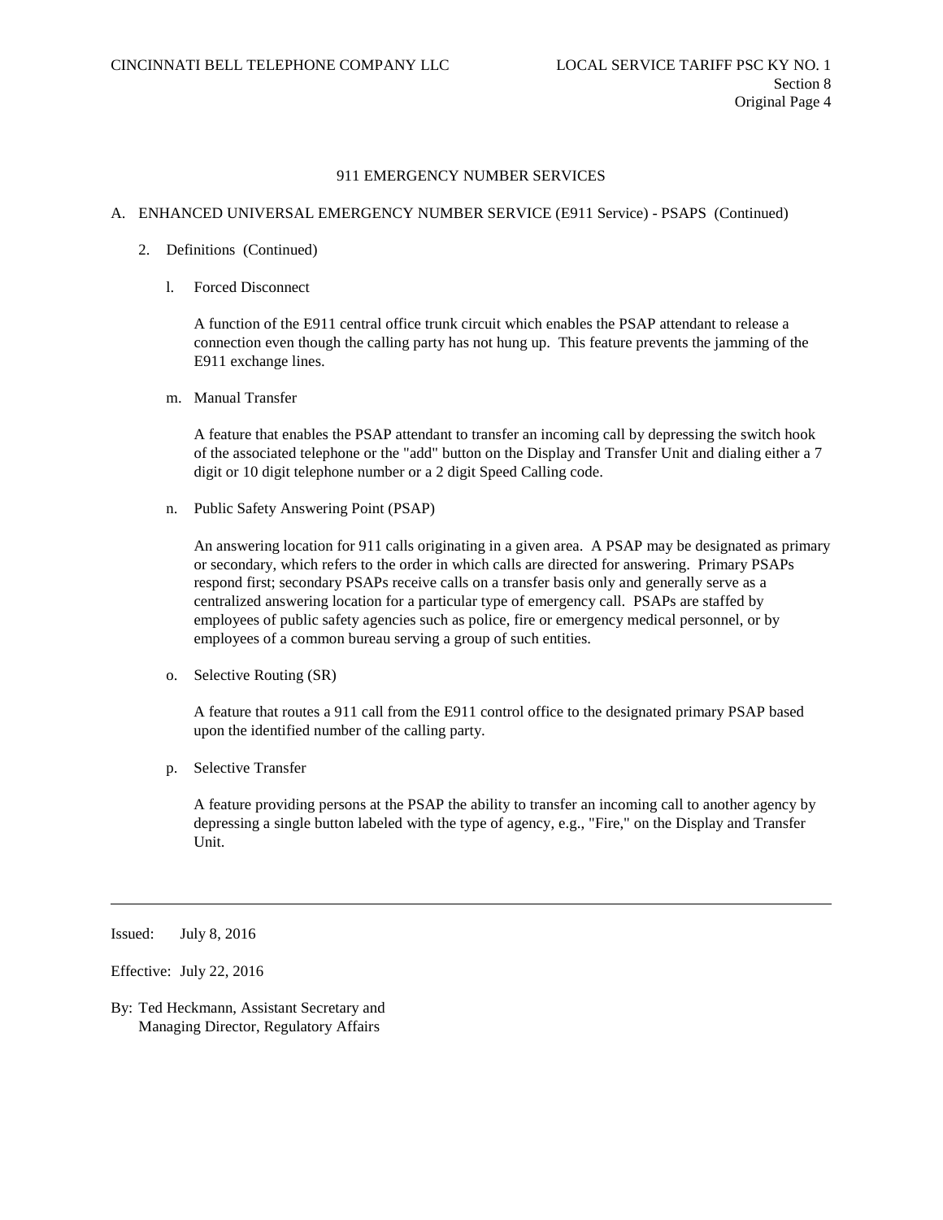## 911 EMERGENCY NUMBER SERVICES

### A. ENHANCED UNIVERSAL EMERGENCY NUMBER SERVICE (E911 Service) - PSAPS (Continued)

2. Definitions (Continued)

   l. Forced Disconnect

   A function of the E911 central office trunk circuit which enables the PSAP attendant to release a connection even though the calling party has not hung up. This feature prevents the jamming of the E911 exchange lines.

   m. Manual Transfer

   A feature that enables the PSAP attendant to transfer an incoming call by depressing the switch hook of the associated telephone or the "add" button on the Display and Transfer Unit and dialing either a 7 digit or 10 digit telephone number or a 2 digit Speed Calling code.

   n. Public Safety Answering Point (PSAP)

   An answering location for 911 calls originating in a given area. A PSAP may be designated as primary or secondary, which refers to the order in which calls are directed for answering. Primary PSAPs respond first; secondary PSAPs receive calls on a transfer basis only and generally serve as a centralized answering location for a particular type of emergency call. PSAPs are staffed by employees of public safety agencies such as police, fire or emergency medical personnel, or by employees of a common bureau serving a group of such entities.

   o. Selective Routing (SR)

   A feature that routes a 911 call from the E911 control office to the designated primary PSAP based upon the identified number of the calling party.

   p. Selective Transfer

   A feature providing persons at the PSAP the ability to transfer an incoming call to another agency by depressing a single button labeled with the type of agency, e.g., "Fire," on the Display and Transfer Unit.

---

Issued: July 8, 2016

Effective: July 22, 2016

By: Ted Heckmann, Assistant Secretary and Managing Director, Regulatory Affairs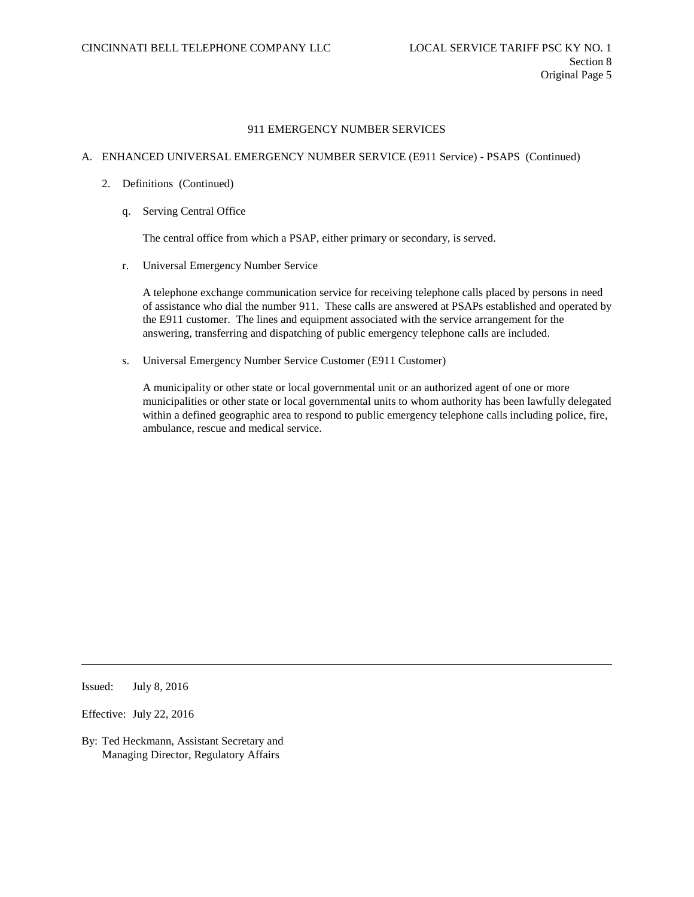## 911 EMERGENCY NUMBER SERVICES

### A. ENHANCED UNIVERSAL EMERGENCY NUMBER SERVICE (E911 Service) - PSAPS (Continued)

2. Definitions (Continued)

   q. Serving Central Office

   The central office from which a PSAP, either primary or secondary, is served.

   r. Universal Emergency Number Service

   A telephone exchange communication service for receiving telephone calls placed by persons in need of assistance who dial the number 911. These calls are answered at PSAPs established and operated by the E911 customer. The lines and equipment associated with the service arrangement for the answering, transferring and dispatching of public emergency telephone calls are included.

   s. Universal Emergency Number Service Customer (E911 Customer)

   A municipality or other state or local governmental unit or an authorized agent of one or more municipalities or other state or local governmental units to whom authority has been lawfully delegated within a defined geographic area to respond to public emergency telephone calls including police, fire, ambulance, rescue and medical service.

Issued: July 8, 2016

Effective: July 22, 2016

By: Ted Heckmann, Assistant Secretary and Managing Director, Regulatory Affairs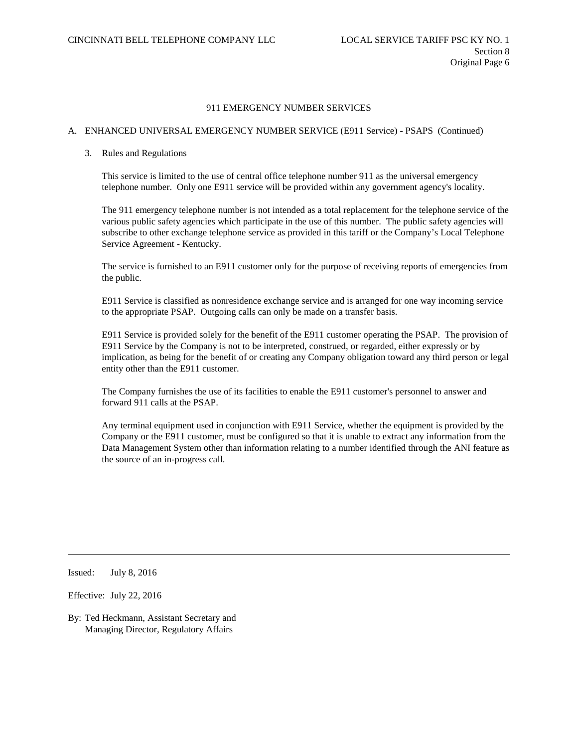## 911 EMERGENCY NUMBER SERVICES

### A. ENHANCED UNIVERSAL EMERGENCY NUMBER SERVICE (E911 Service) - PSAPS (Continued)

3. Rules and Regulations

This service is limited to the use of central office telephone number 911 as the universal emergency telephone number. Only one E911 service will be provided within any government agency's locality.

The 911 emergency telephone number is not intended as a total replacement for the telephone service of the various public safety agencies which participate in the use of this number. The public safety agencies will subscribe to other exchange telephone service as provided in this tariff or the Company's Local Telephone Service Agreement - Kentucky.

The service is furnished to an E911 customer only for the purpose of receiving reports of emergencies from the public.

E911 Service is classified as nonresidence exchange service and is arranged for one way incoming service to the appropriate PSAP. Outgoing calls can only be made on a transfer basis.

E911 Service is provided solely for the benefit of the E911 customer operating the PSAP. The provision of E911 Service by the Company is not to be interpreted, construed, or regarded, either expressly or by implication, as being for the benefit of or creating any Company obligation toward any third person or legal entity other than the E911 customer.

The Company furnishes the use of its facilities to enable the E911 customer's personnel to answer and forward 911 calls at the PSAP.

Any terminal equipment used in conjunction with E911 Service, whether the equipment is provided by the Company or the E911 customer, must be configured so that it is unable to extract any information from the Data Management System other than information relating to a number identified through the ANI feature as the source of an in-progress call.

---

Issued: July 8, 2016

Effective: July 22, 2016

By: Ted Heckmann, Assistant Secretary and Managing Director, Regulatory Affairs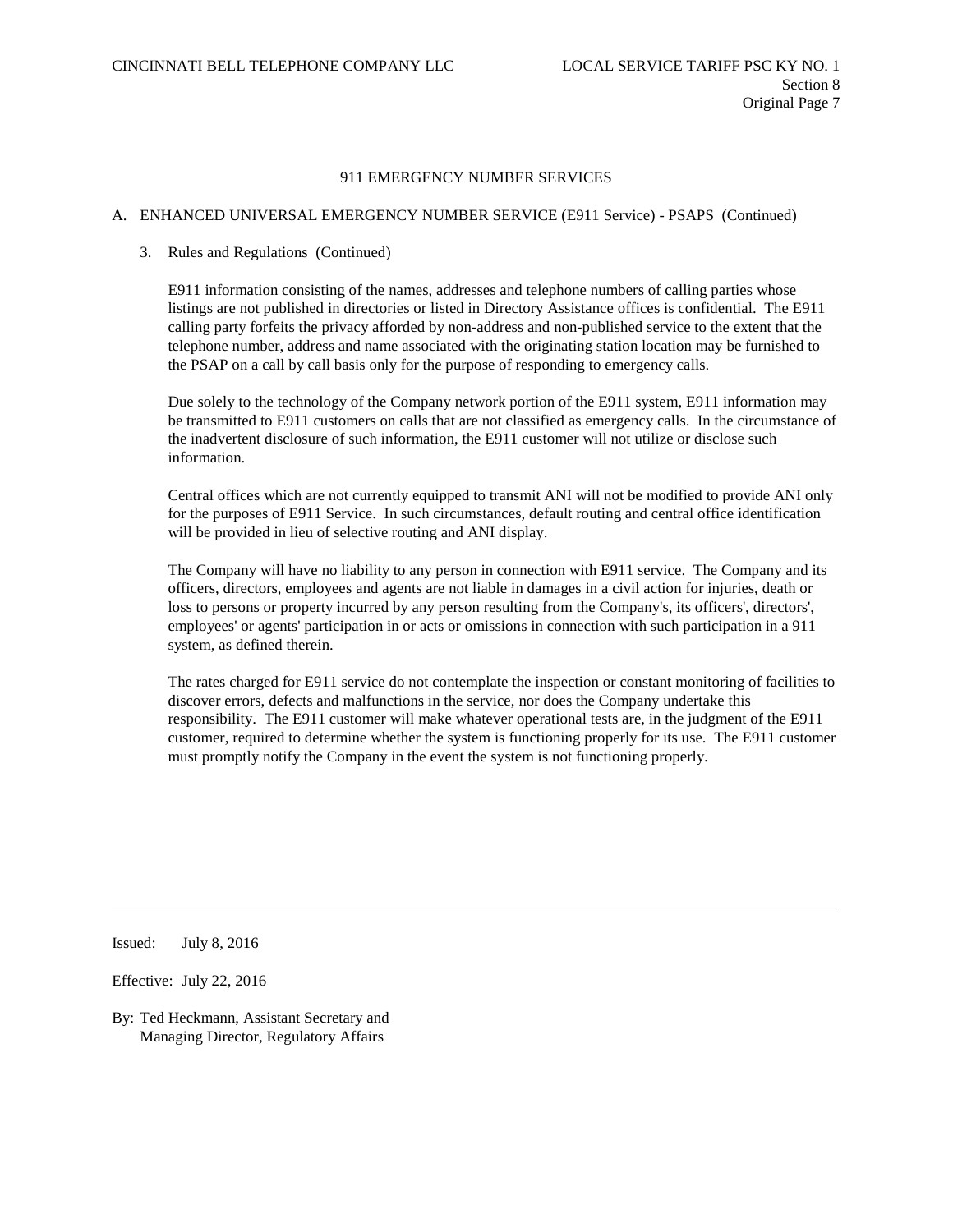## 911 EMERGENCY NUMBER SERVICES

### A. ENHANCED UNIVERSAL EMERGENCY NUMBER SERVICE (E911 Service) - PSAPS (Continued)

#### 3. Rules and Regulations (Continued)

E911 information consisting of the names, addresses and telephone numbers of calling parties whose listings are not published in directories or listed in Directory Assistance offices is confidential. The E911 calling party forfeits the privacy afforded by non-address and non-published service to the extent that the telephone number, address and name associated with the originating station location may be furnished to the PSAP on a call by call basis only for the purpose of responding to emergency calls.

Due solely to the technology of the Company network portion of the E911 system, E911 information may be transmitted to E911 customers on calls that are not classified as emergency calls. In the circumstance of the inadvertent disclosure of such information, the E911 customer will not utilize or disclose such information.

Central offices which are not currently equipped to transmit ANI will not be modified to provide ANI only for the purposes of E911 Service. In such circumstances, default routing and central office identification will be provided in lieu of selective routing and ANI display.

The Company will have no liability to any person in connection with E911 service. The Company and its officers, directors, employees and agents are not liable in damages in a civil action for injuries, death or loss to persons or property incurred by any person resulting from the Company's, its officers', directors', employees' or agents' participation in or acts or omissions in connection with such participation in a 911 system, as defined therein.

The rates charged for E911 service do not contemplate the inspection or constant monitoring of facilities to discover errors, defects and malfunctions in the service, nor does the Company undertake this responsibility. The E911 customer will make whatever operational tests are, in the judgment of the E911 customer, required to determine whether the system is functioning properly for its use. The E911 customer must promptly notify the Company in the event the system is not functioning properly.

---

Issued: July 8, 2016

Effective: July 22, 2016

By: Ted Heckmann, Assistant Secretary and Managing Director, Regulatory Affairs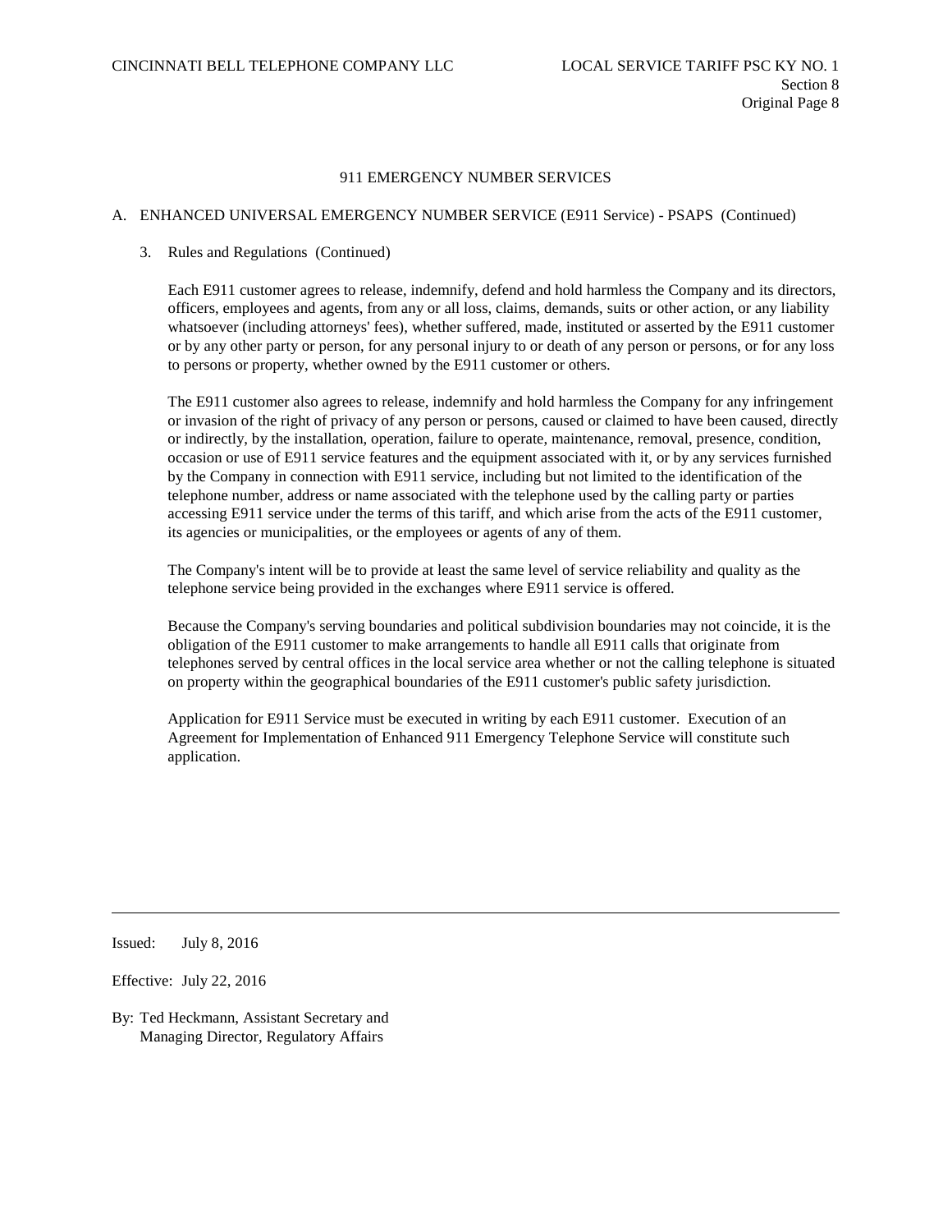## 911 EMERGENCY NUMBER SERVICES

### A. ENHANCED UNIVERSAL EMERGENCY NUMBER SERVICE (E911 Service) - PSAPS (Continued)

3. Rules and Regulations (Continued)

   Each E911 customer agrees to release, indemnify, defend and hold harmless the Company and its directors, officers, employees and agents, from any or all loss, claims, demands, suits or other action, or any liability whatsoever (including attorneys' fees), whether suffered, made, instituted or asserted by the E911 customer or by any other party or person, for any personal injury to or death of any person or persons, or for any loss to persons or property, whether owned by the E911 customer or others.

   The E911 customer also agrees to release, indemnify and hold harmless the Company for any infringement or invasion of the right of privacy of any person or persons, caused or claimed to have been caused, directly or indirectly, by the installation, operation, failure to operate, maintenance, removal, presence, condition, occasion or use of E911 service features and the equipment associated with it, or by any services furnished by the Company in connection with E911 service, including but not limited to the identification of the telephone number, address or name associated with the telephone used by the calling party or parties accessing E911 service under the terms of this tariff, and which arise from the acts of the E911 customer, its agencies or municipalities, or the employees or agents of any of them.

   The Company's intent will be to provide at least the same level of service reliability and quality as the telephone service being provided in the exchanges where E911 service is offered.

   Because the Company's serving boundaries and political subdivision boundaries may not coincide, it is the obligation of the E911 customer to make arrangements to handle all E911 calls that originate from telephones served by central offices in the local service area whether or not the calling telephone is situated on property within the geographical boundaries of the E911 customer's public safety jurisdiction.

   Application for E911 Service must be executed in writing by each E911 customer. Execution of an Agreement for Implementation of Enhanced 911 Emergency Telephone Service will constitute such application.

---

Issued: July 8, 2016

Effective: July 22, 2016

By: Ted Heckmann, Assistant Secretary and Managing Director, Regulatory Affairs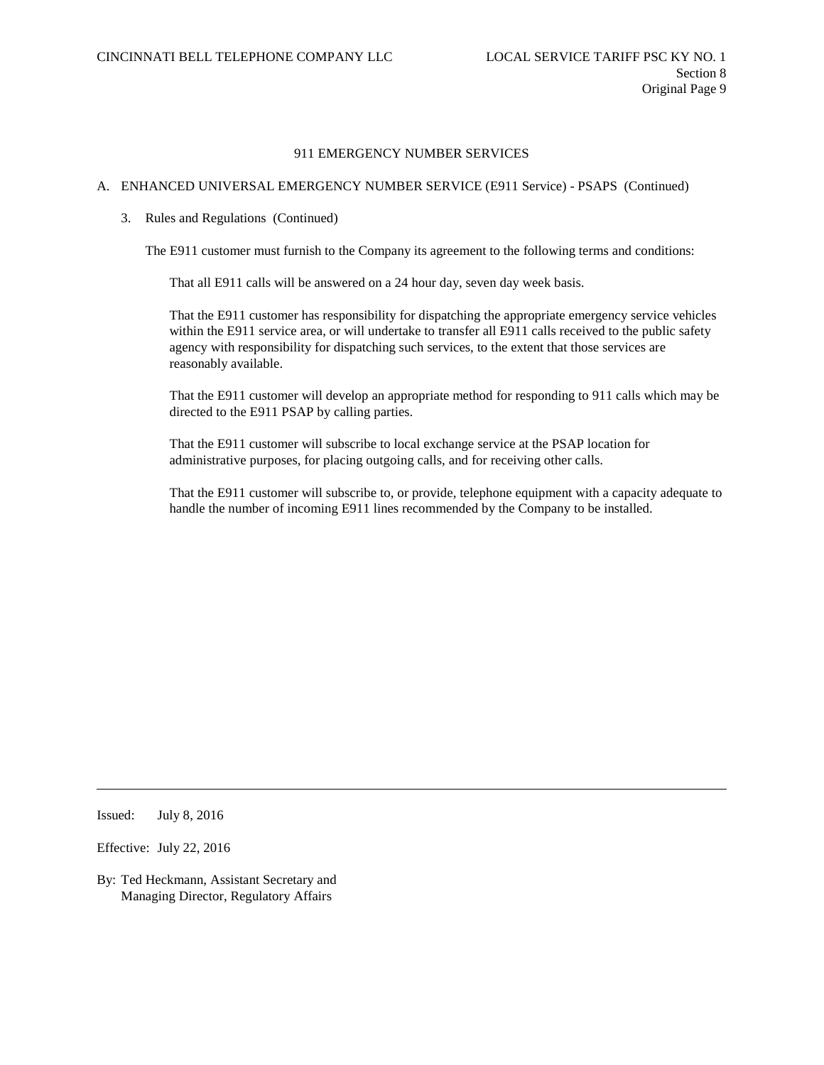## 911 EMERGENCY NUMBER SERVICES

A. ENHANCED UNIVERSAL EMERGENCY NUMBER SERVICE (E911 Service) - PSAPS (Continued)

3. Rules and Regulations (Continued)

The E911 customer must furnish to the Company its agreement to the following terms and conditions:

That all E911 calls will be answered on a 24 hour day, seven day week basis.

That the E911 customer has responsibility for dispatching the appropriate emergency service vehicles within the E911 service area, or will undertake to transfer all E911 calls received to the public safety agency with responsibility for dispatching such services, to the extent that those services are reasonably available.

That the E911 customer will develop an appropriate method for responding to 911 calls which may be directed to the E911 PSAP by calling parties.

That the E911 customer will subscribe to local exchange service at the PSAP location for administrative purposes, for placing outgoing calls, and for receiving other calls.

That the E911 customer will subscribe to, or provide, telephone equipment with a capacity adequate to handle the number of incoming E911 lines recommended by the Company to be installed.

Issued: July 8, 2016

Effective: July 22, 2016

By: Ted Heckmann, Assistant Secretary and Managing Director, Regulatory Affairs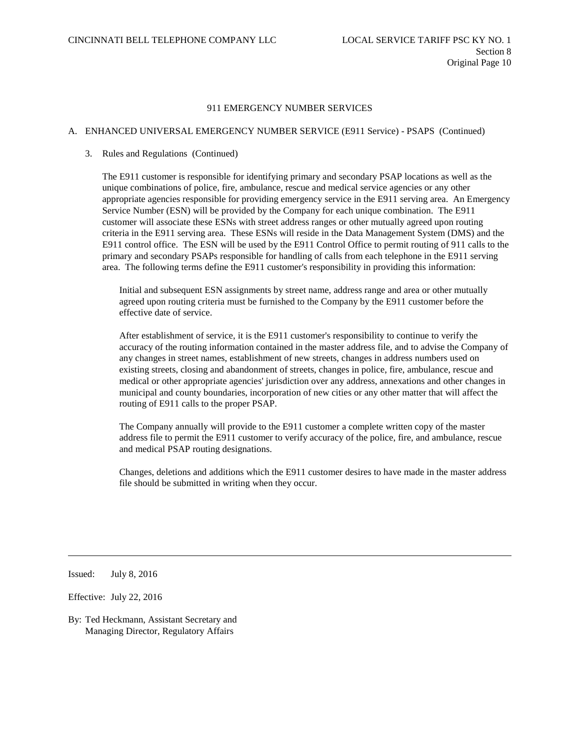## 911 EMERGENCY NUMBER SERVICES

### A. ENHANCED UNIVERSAL EMERGENCY NUMBER SERVICE (E911 Service) - PSAPS (Continued)

3. Rules and Regulations (Continued)

The E911 customer is responsible for identifying primary and secondary PSAP locations as well as the unique combinations of police, fire, ambulance, rescue and medical service agencies or any other appropriate agencies responsible for providing emergency service in the E911 serving area. An Emergency Service Number (ESN) will be provided by the Company for each unique combination. The E911 customer will associate these ESNs with street address ranges or other mutually agreed upon routing criteria in the E911 serving area. These ESNs will reside in the Data Management System (DMS) and the E911 control office. The ESN will be used by the E911 Control Office to permit routing of 911 calls to the primary and secondary PSAPs responsible for handling of calls from each telephone in the E911 serving area. The following terms define the E911 customer's responsibility in providing this information:

Initial and subsequent ESN assignments by street name, address range and area or other mutually agreed upon routing criteria must be furnished to the Company by the E911 customer before the effective date of service.

After establishment of service, it is the E911 customer's responsibility to continue to verify the accuracy of the routing information contained in the master address file, and to advise the Company of any changes in street names, establishment of new streets, changes in address numbers used on existing streets, closing and abandonment of streets, changes in police, fire, ambulance, rescue and medical or other appropriate agencies' jurisdiction over any address, annexations and other changes in municipal and county boundaries, incorporation of new cities or any other matter that will affect the routing of E911 calls to the proper PSAP.

The Company annually will provide to the E911 customer a complete written copy of the master address file to permit the E911 customer to verify accuracy of the police, fire, and ambulance, rescue and medical PSAP routing designations.

Changes, deletions and additions which the E911 customer desires to have made in the master address file should be submitted in writing when they occur.

Issued: July 8, 2016

Effective: July 22, 2016

By: Ted Heckmann, Assistant Secretary and Managing Director, Regulatory Affairs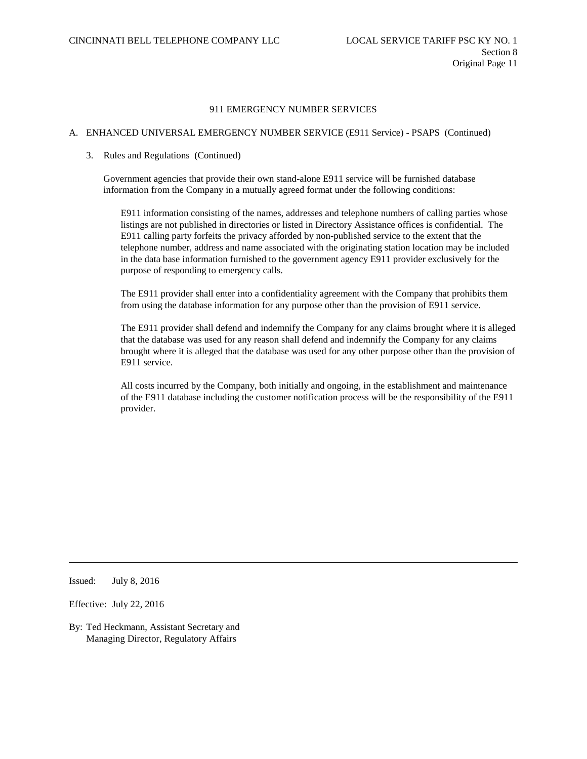# 911 EMERGENCY NUMBER SERVICES

## A. ENHANCED UNIVERSAL EMERGENCY NUMBER SERVICE (E911 Service) - PSAPS (Continued)

### 3. Rules and Regulations (Continued)

Government agencies that provide their own stand-alone E911 service will be furnished database information from the Company in a mutually agreed format under the following conditions:

E911 information consisting of the names, addresses and telephone numbers of calling parties whose listings are not published in directories or listed in Directory Assistance offices is confidential. The E911 calling party forfeits the privacy afforded by non-published service to the extent that the telephone number, address and name associated with the originating station location may be included in the data base information furnished to the government agency E911 provider exclusively for the purpose of responding to emergency calls.

The E911 provider shall enter into a confidentiality agreement with the Company that prohibits them from using the database information for any purpose other than the provision of E911 service.

The E911 provider shall defend and indemnify the Company for any claims brought where it is alleged that the database was used for any reason shall defend and indemnify the Company for any claims brought where it is alleged that the database was used for any other purpose other than the provision of E911 service.

All costs incurred by the Company, both initially and ongoing, in the establishment and maintenance of the E911 database including the customer notification process will be the responsibility of the E911 provider.

---

Issued: July 8, 2016

Effective: July 22, 2016

By: Ted Heckmann, Assistant Secretary and Managing Director, Regulatory Affairs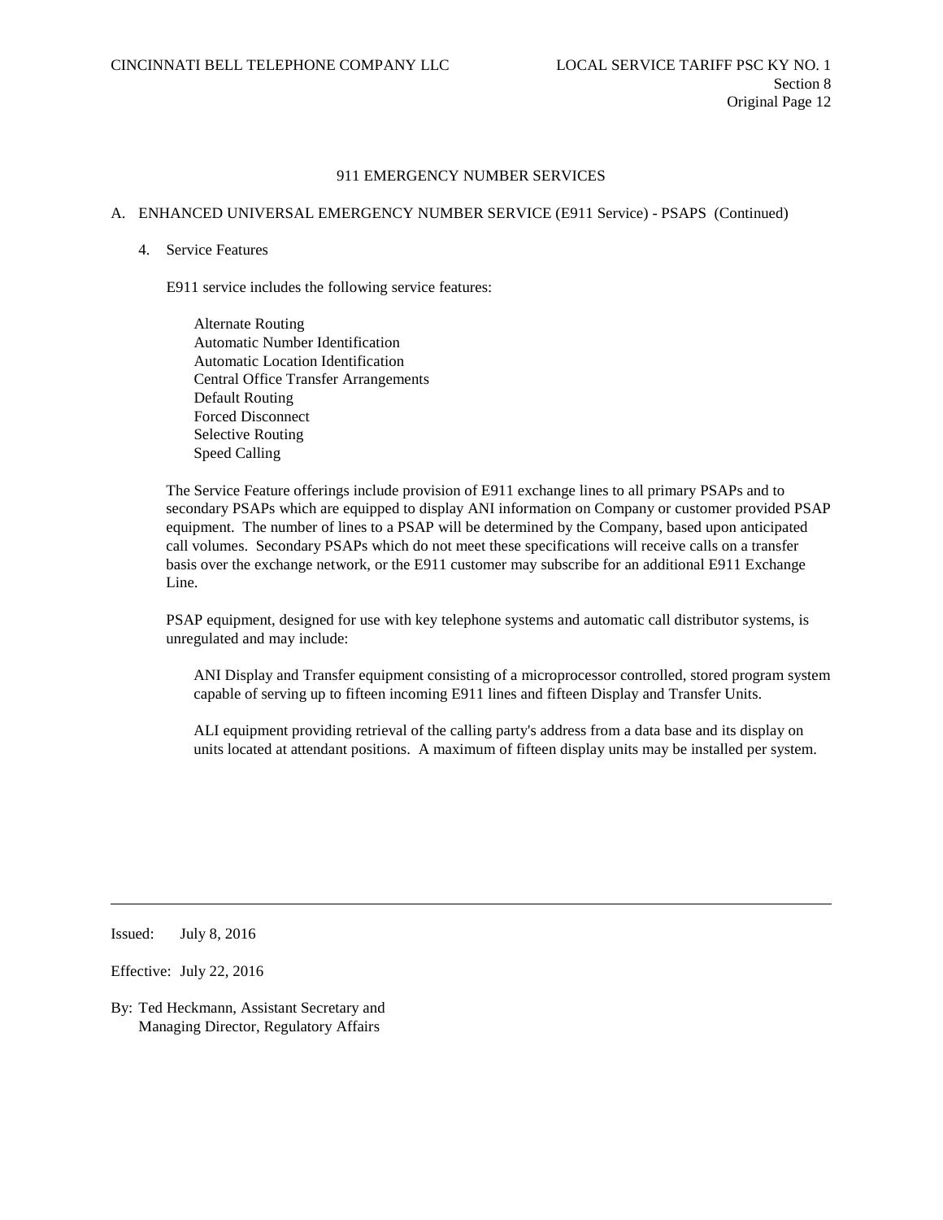# 911 EMERGENCY NUMBER SERVICES

## A. ENHANCED UNIVERSAL EMERGENCY NUMBER SERVICE (E911 Service) - PSAPS (Continued)

### 4. Service Features

E911 service includes the following service features:

- Alternate Routing
- Automatic Number Identification
- Automatic Location Identification
- Central Office Transfer Arrangements
- Default Routing
- Forced Disconnect
- Selective Routing
- Speed Calling

The Service Feature offerings include provision of E911 exchange lines to all primary PSAPs and to secondary PSAPs which are equipped to display ANI information on Company or customer provided PSAP equipment. The number of lines to a PSAP will be determined by the Company, based upon anticipated call volumes. Secondary PSAPs which do not meet these specifications will receive calls on a transfer basis over the exchange network, or the E911 customer may subscribe for an additional E911 Exchange Line.

PSAP equipment, designed for use with key telephone systems and automatic call distributor systems, is unregulated and may include:

ANI Display and Transfer equipment consisting of a microprocessor controlled, stored program system capable of serving up to fifteen incoming E911 lines and fifteen Display and Transfer Units.

ALI equipment providing retrieval of the calling party's address from a data base and its display on units located at attendant positions. A maximum of fifteen display units may be installed per system.

Issued: July 8, 2016

Effective: July 22, 2016

By: Ted Heckmann, Assistant Secretary and Managing Director, Regulatory Affairs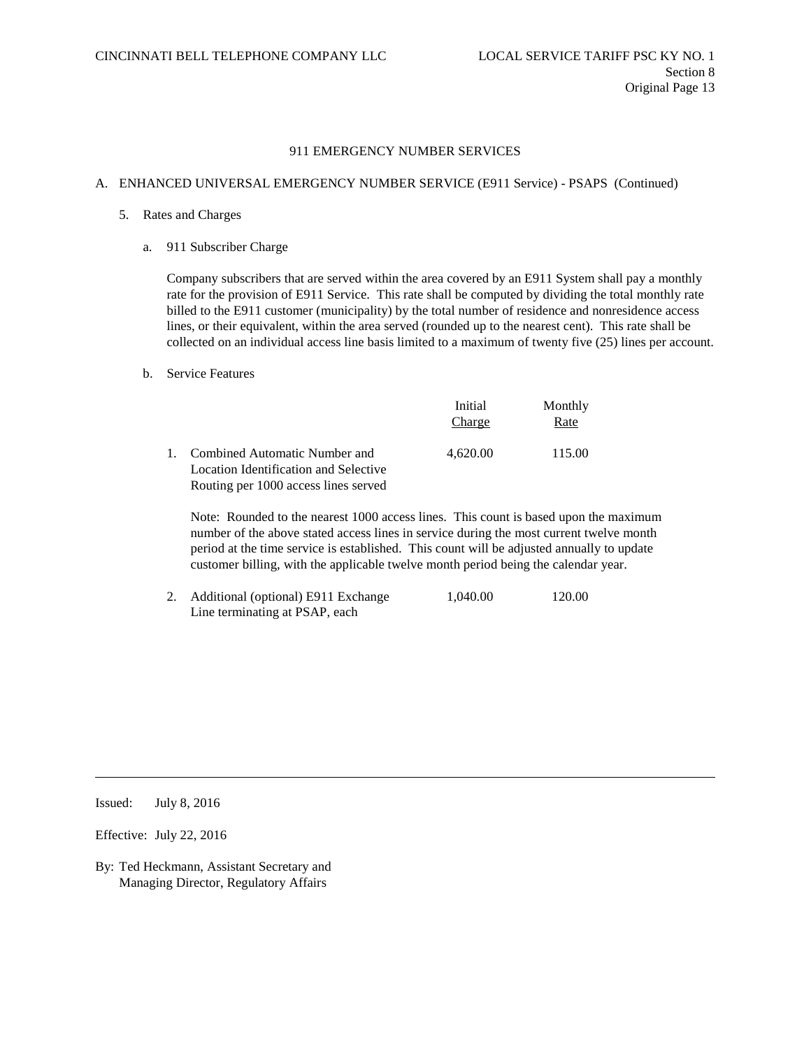## 911 EMERGENCY NUMBER SERVICES

### A. ENHANCED UNIVERSAL EMERGENCY NUMBER SERVICE (E911 Service) - PSAPS (Continued)

5. Rates and Charges

   a. 911 Subscriber Charge

      Company subscribers that are served within the area covered by an E911 System shall pay a monthly rate for the provision of E911 Service. This rate shall be computed by dividing the total monthly rate billed to the E911 customer (municipality) by the total number of residence and nonresidence access lines, or their equivalent, within the area served (rounded up to the nearest cent). This rate shall be collected on an individual access line basis limited to a maximum of twenty five (25) lines per account.

   b. Service Features

| | Initial Charge | Monthly Rate |
|---|---|---|
| 1. Combined Automatic Number and Location Identification and Selective Routing per 1000 access lines served | 4,620.00 | 115.00 |

Note: Rounded to the nearest 1000 access lines. This count is based upon the maximum number of the above stated access lines in service during the most current twelve month period at the time service is established. This count will be adjusted annually to update customer billing, with the applicable twelve month period being the calendar year.

| | Initial Charge | Monthly Rate |
|---|---|---|
| 2. Additional (optional) E911 Exchange Line terminating at PSAP, each | 1,040.00 | 120.00 |

Issued: July 8, 2016

Effective: July 22, 2016

By: Ted Heckmann, Assistant Secretary and Managing Director, Regulatory Affairs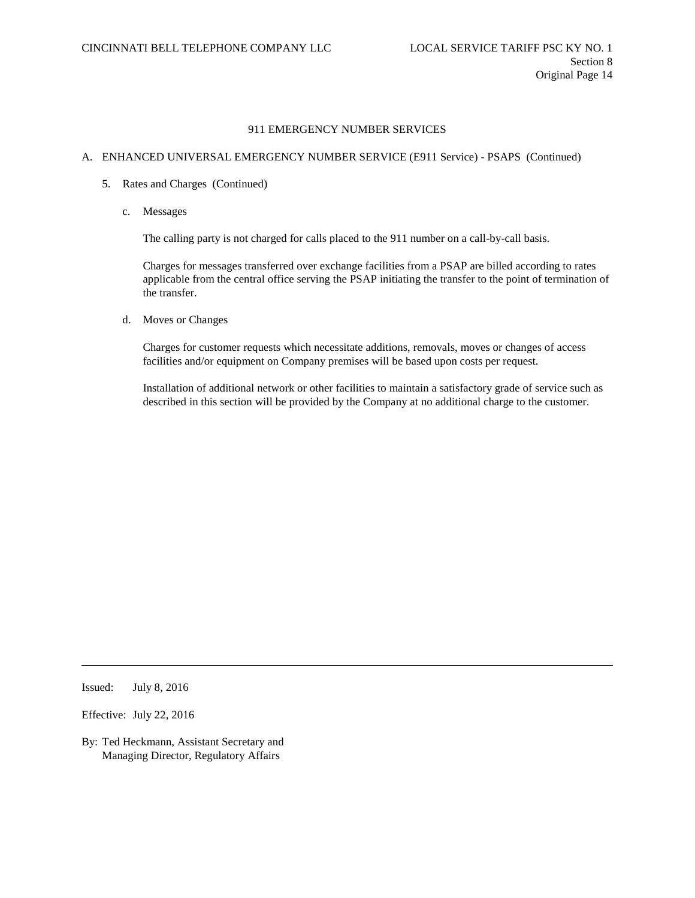911 EMERGENCY NUMBER SERVICES

A. ENHANCED UNIVERSAL EMERGENCY NUMBER SERVICE (E911 Service) - PSAPS (Continued)

5. Rates and Charges (Continued)

c. Messages

The calling party is not charged for calls placed to the 911 number on a call-by-call basis.

Charges for messages transferred over exchange facilities from a PSAP are billed according to rates applicable from the central office serving the PSAP initiating the transfer to the point of termination of the transfer.

d. Moves or Changes

Charges for customer requests which necessitate additions, removals, moves or changes of access facilities and/or equipment on Company premises will be based upon costs per request.

Installation of additional network or other facilities to maintain a satisfactory grade of service such as described in this section will be provided by the Company at no additional charge to the customer.

Issued: July 8, 2016

Effective: July 22, 2016

By: Ted Heckmann, Assistant Secretary and Managing Director, Regulatory Affairs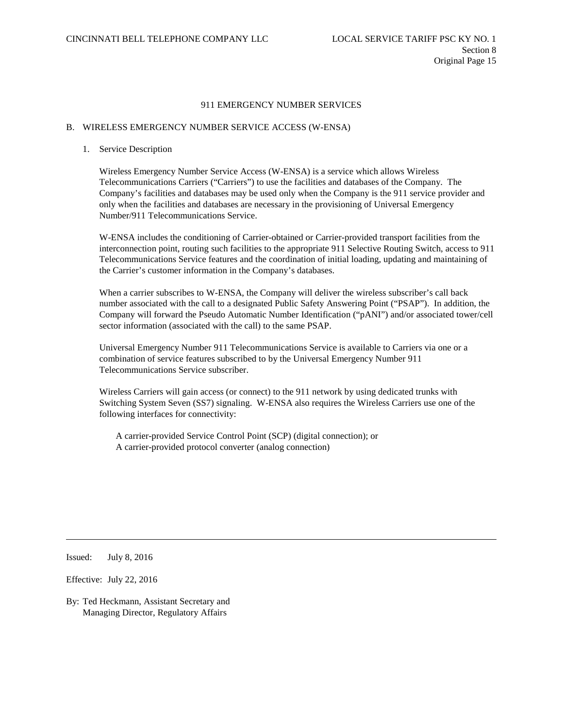# 911 EMERGENCY NUMBER SERVICES

## B. WIRELESS EMERGENCY NUMBER SERVICE ACCESS (W-ENSA)

### 1. Service Description

Wireless Emergency Number Service Access (W-ENSA) is a service which allows Wireless Telecommunications Carriers ("Carriers") to use the facilities and databases of the Company. The Company's facilities and databases may be used only when the Company is the 911 service provider and only when the facilities and databases are necessary in the provisioning of Universal Emergency Number/911 Telecommunications Service.

W-ENSA includes the conditioning of Carrier-obtained or Carrier-provided transport facilities from the interconnection point, routing such facilities to the appropriate 911 Selective Routing Switch, access to 911 Telecommunications Service features and the coordination of initial loading, updating and maintaining of the Carrier's customer information in the Company's databases.

When a carrier subscribes to W-ENSA, the Company will deliver the wireless subscriber's call back number associated with the call to a designated Public Safety Answering Point ("PSAP"). In addition, the Company will forward the Pseudo Automatic Number Identification ("pANI") and/or associated tower/cell sector information (associated with the call) to the same PSAP.

Universal Emergency Number 911 Telecommunications Service is available to Carriers via one or a combination of service features subscribed to by the Universal Emergency Number 911 Telecommunications Service subscriber.

Wireless Carriers will gain access (or connect) to the 911 network by using dedicated trunks with Switching System Seven (SS7) signaling. W-ENSA also requires the Wireless Carriers use one of the following interfaces for connectivity:

A carrier-provided Service Control Point (SCP) (digital connection); or
A carrier-provided protocol converter (analog connection)

Issued: July 8, 2016

Effective: July 22, 2016

By: Ted Heckmann, Assistant Secretary and Managing Director, Regulatory Affairs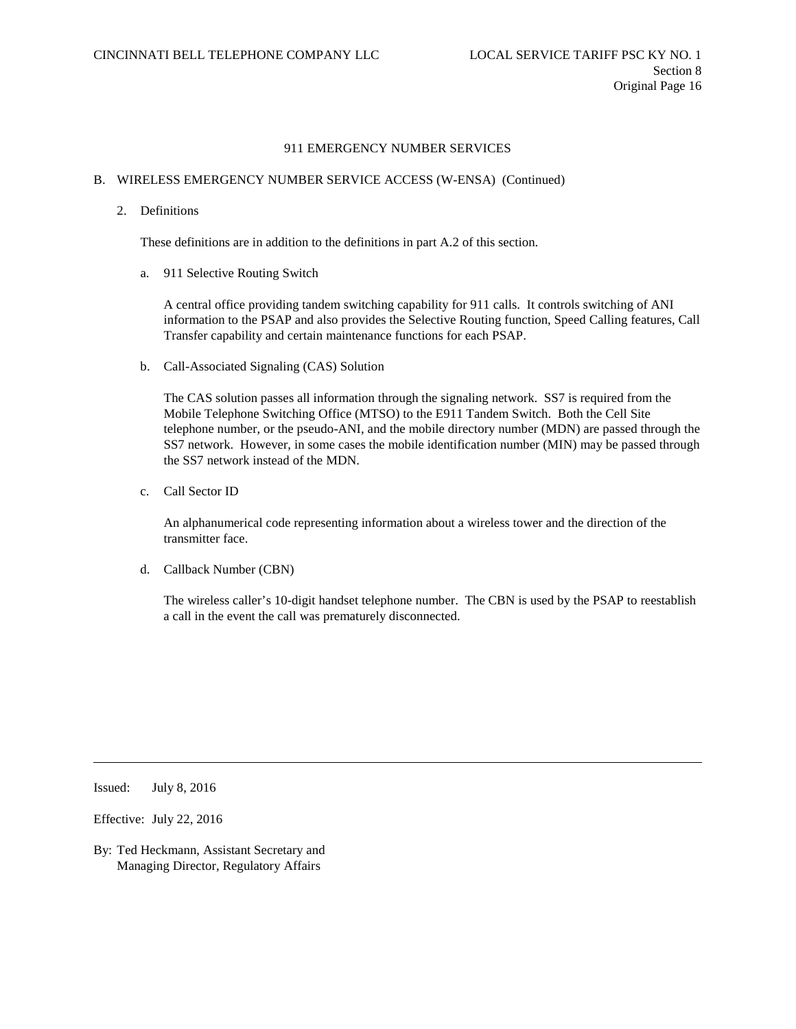# 911 EMERGENCY NUMBER SERVICES

## B. WIRELESS EMERGENCY NUMBER SERVICE ACCESS (W-ENSA) (Continued)

### 2. Definitions

These definitions are in addition to the definitions in part A.2 of this section.

a. 911 Selective Routing Switch

A central office providing tandem switching capability for 911 calls. It controls switching of ANI information to the PSAP and also provides the Selective Routing function, Speed Calling features, Call Transfer capability and certain maintenance functions for each PSAP.

b. Call-Associated Signaling (CAS) Solution

The CAS solution passes all information through the signaling network. SS7 is required from the Mobile Telephone Switching Office (MTSO) to the E911 Tandem Switch. Both the Cell Site telephone number, or the pseudo-ANI, and the mobile directory number (MDN) are passed through the SS7 network. However, in some cases the mobile identification number (MIN) may be passed through the SS7 network instead of the MDN.

c. Call Sector ID

An alphanumerical code representing information about a wireless tower and the direction of the transmitter face.

d. Callback Number (CBN)

The wireless caller's 10-digit handset telephone number. The CBN is used by the PSAP to reestablish a call in the event the call was prematurely disconnected.

Issued: July 8, 2016

Effective: July 22, 2016

By: Ted Heckmann, Assistant Secretary and Managing Director, Regulatory Affairs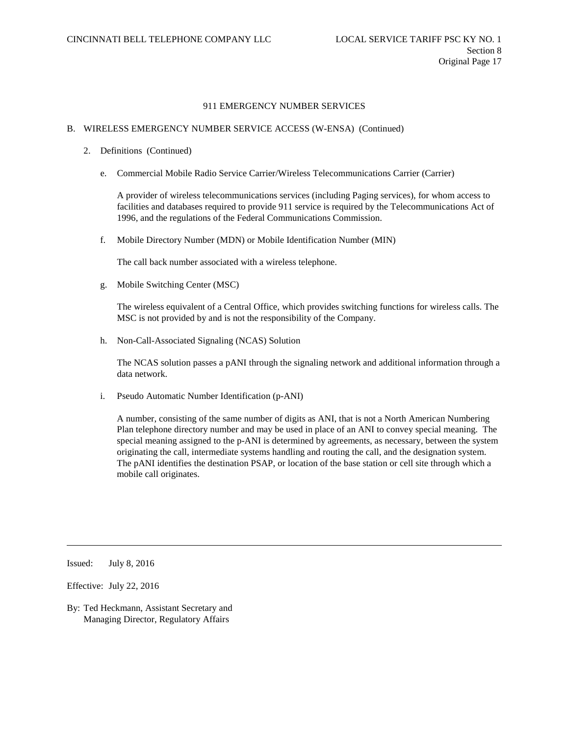## 911 EMERGENCY NUMBER SERVICES

### B. WIRELESS EMERGENCY NUMBER SERVICE ACCESS (W-ENSA) (Continued)

2. Definitions (Continued)

   e. Commercial Mobile Radio Service Carrier/Wireless Telecommunications Carrier (Carrier)

      A provider of wireless telecommunications services (including Paging services), for whom access to facilities and databases required to provide 911 service is required by the Telecommunications Act of 1996, and the regulations of the Federal Communications Commission.

   f. Mobile Directory Number (MDN) or Mobile Identification Number (MIN)

      The call back number associated with a wireless telephone.

   g. Mobile Switching Center (MSC)

      The wireless equivalent of a Central Office, which provides switching functions for wireless calls. The MSC is not provided by and is not the responsibility of the Company.

   h. Non-Call-Associated Signaling (NCAS) Solution

      The NCAS solution passes a pANI through the signaling network and additional information through a data network.

   i. Pseudo Automatic Number Identification (p-ANI)

      A number, consisting of the same number of digits as ANI, that is not a North American Numbering Plan telephone directory number and may be used in place of an ANI to convey special meaning. The special meaning assigned to the p-ANI is determined by agreements, as necessary, between the system originating the call, intermediate systems handling and routing the call, and the designation system. The pANI identifies the destination PSAP, or location of the base station or cell site through which a mobile call originates.

---

Issued: July 8, 2016

Effective: July 22, 2016

By: Ted Heckmann, Assistant Secretary and Managing Director, Regulatory Affairs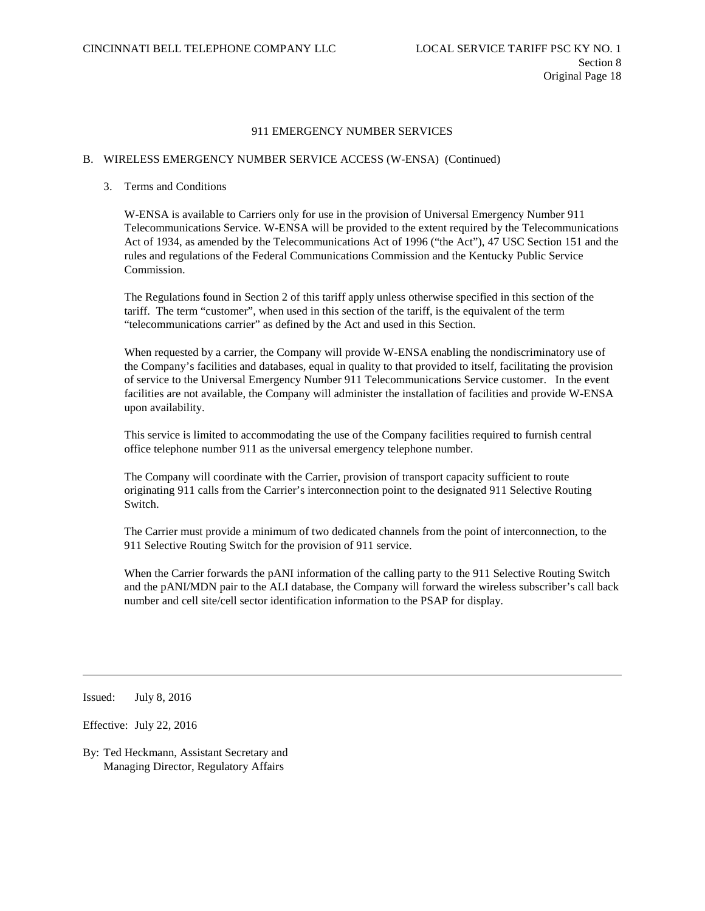## 911 EMERGENCY NUMBER SERVICES

### B. WIRELESS EMERGENCY NUMBER SERVICE ACCESS (W-ENSA) (Continued)

#### 3. Terms and Conditions

W-ENSA is available to Carriers only for use in the provision of Universal Emergency Number 911 Telecommunications Service. W-ENSA will be provided to the extent required by the Telecommunications Act of 1934, as amended by the Telecommunications Act of 1996 ("the Act"), 47 USC Section 151 and the rules and regulations of the Federal Communications Commission and the Kentucky Public Service Commission.

The Regulations found in Section 2 of this tariff apply unless otherwise specified in this section of the tariff. The term "customer", when used in this section of the tariff, is the equivalent of the term "telecommunications carrier" as defined by the Act and used in this Section.

When requested by a carrier, the Company will provide W-ENSA enabling the nondiscriminatory use of the Company's facilities and databases, equal in quality to that provided to itself, facilitating the provision of service to the Universal Emergency Number 911 Telecommunications Service customer. In the event facilities are not available, the Company will administer the installation of facilities and provide W-ENSA upon availability.

This service is limited to accommodating the use of the Company facilities required to furnish central office telephone number 911 as the universal emergency telephone number.

The Company will coordinate with the Carrier, provision of transport capacity sufficient to route originating 911 calls from the Carrier's interconnection point to the designated 911 Selective Routing Switch.

The Carrier must provide a minimum of two dedicated channels from the point of interconnection, to the 911 Selective Routing Switch for the provision of 911 service.

When the Carrier forwards the pANI information of the calling party to the 911 Selective Routing Switch and the pANI/MDN pair to the ALI database, the Company will forward the wireless subscriber's call back number and cell site/cell sector identification information to the PSAP for display.

---

Issued: July 8, 2016

Effective: July 22, 2016

By: Ted Heckmann, Assistant Secretary and Managing Director, Regulatory Affairs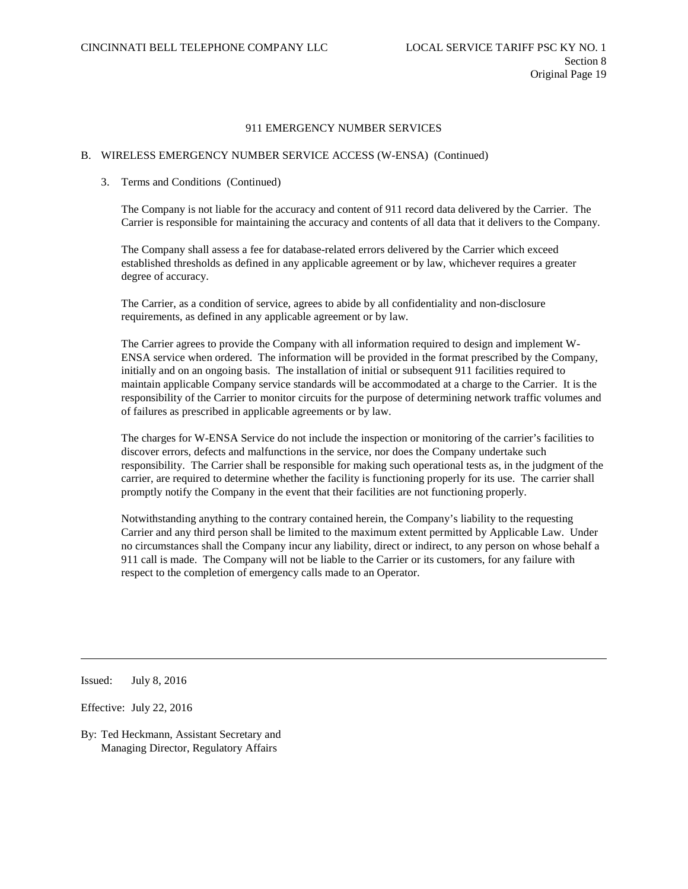### 911 EMERGENCY NUMBER SERVICES

B. WIRELESS EMERGENCY NUMBER SERVICE ACCESS (W-ENSA) (Continued)

3. Terms and Conditions (Continued)

The Company is not liable for the accuracy and content of 911 record data delivered by the Carrier. The Carrier is responsible for maintaining the accuracy and contents of all data that it delivers to the Company.

The Company shall assess a fee for database-related errors delivered by the Carrier which exceed established thresholds as defined in any applicable agreement or by law, whichever requires a greater degree of accuracy.

The Carrier, as a condition of service, agrees to abide by all confidentiality and non-disclosure requirements, as defined in any applicable agreement or by law.

The Carrier agrees to provide the Company with all information required to design and implement W-ENSA service when ordered. The information will be provided in the format prescribed by the Company, initially and on an ongoing basis. The installation of initial or subsequent 911 facilities required to maintain applicable Company service standards will be accommodated at a charge to the Carrier. It is the responsibility of the Carrier to monitor circuits for the purpose of determining network traffic volumes and of failures as prescribed in applicable agreements or by law.

The charges for W-ENSA Service do not include the inspection or monitoring of the carrier's facilities to discover errors, defects and malfunctions in the service, nor does the Company undertake such responsibility. The Carrier shall be responsible for making such operational tests as, in the judgment of the carrier, are required to determine whether the facility is functioning properly for its use. The carrier shall promptly notify the Company in the event that their facilities are not functioning properly.

Notwithstanding anything to the contrary contained herein, the Company's liability to the requesting Carrier and any third person shall be limited to the maximum extent permitted by Applicable Law. Under no circumstances shall the Company incur any liability, direct or indirect, to any person on whose behalf a 911 call is made. The Company will not be liable to the Carrier or its customers, for any failure with respect to the completion of emergency calls made to an Operator.

---

Issued: July 8, 2016

Effective: July 22, 2016

By: Ted Heckmann, Assistant Secretary and Managing Director, Regulatory Affairs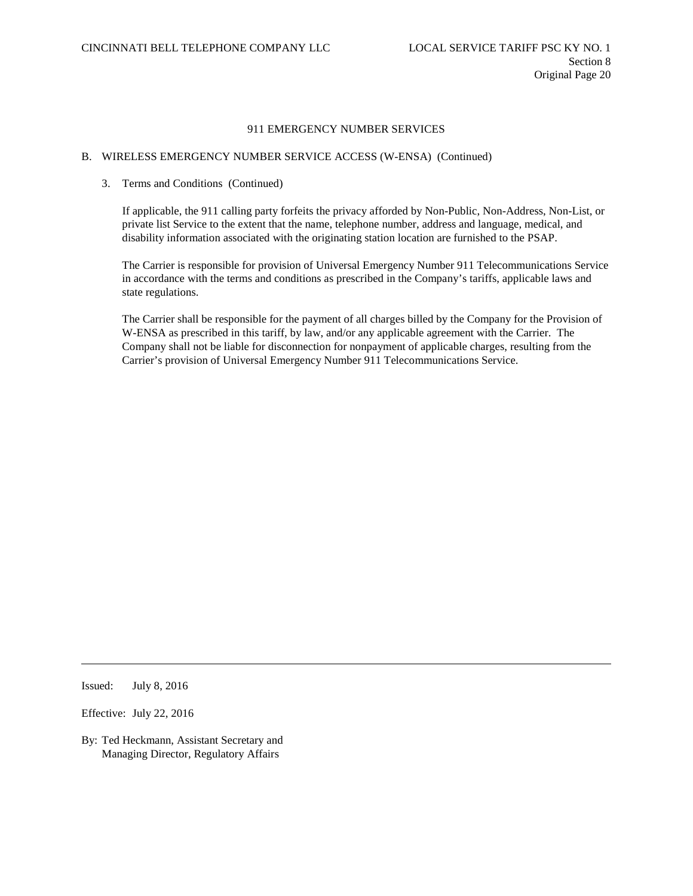## 911 EMERGENCY NUMBER SERVICES

### B. WIRELESS EMERGENCY NUMBER SERVICE ACCESS (W-ENSA) (Continued)

3. Terms and Conditions (Continued)

   If applicable, the 911 calling party forfeits the privacy afforded by Non-Public, Non-Address, Non-List, or private list Service to the extent that the name, telephone number, address and language, medical, and disability information associated with the originating station location are furnished to the PSAP.

   The Carrier is responsible for provision of Universal Emergency Number 911 Telecommunications Service in accordance with the terms and conditions as prescribed in the Company's tariffs, applicable laws and state regulations.

   The Carrier shall be responsible for the payment of all charges billed by the Company for the Provision of W-ENSA as prescribed in this tariff, by law, and/or any applicable agreement with the Carrier. The Company shall not be liable for disconnection for nonpayment of applicable charges, resulting from the Carrier's provision of Universal Emergency Number 911 Telecommunications Service.

Issued: July 8, 2016

Effective: July 22, 2016

By: Ted Heckmann, Assistant Secretary and Managing Director, Regulatory Affairs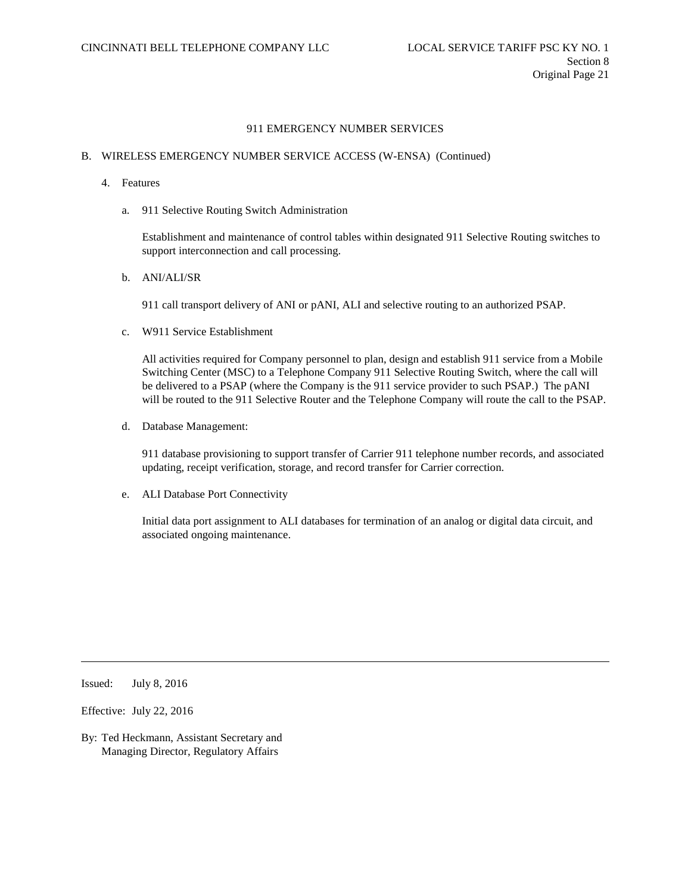## 911 EMERGENCY NUMBER SERVICES

B. WIRELESS EMERGENCY NUMBER SERVICE ACCESS (W-ENSA) (Continued)

4. Features

   a. 911 Selective Routing Switch Administration

      Establishment and maintenance of control tables within designated 911 Selective Routing switches to support interconnection and call processing.

   b. ANI/ALI/SR

      911 call transport delivery of ANI or pANI, ALI and selective routing to an authorized PSAP.

   c. W911 Service Establishment

      All activities required for Company personnel to plan, design and establish 911 service from a Mobile Switching Center (MSC) to a Telephone Company 911 Selective Routing Switch, where the call will be delivered to a PSAP (where the Company is the 911 service provider to such PSAP.) The pANI will be routed to the 911 Selective Router and the Telephone Company will route the call to the PSAP.

   d. Database Management:

      911 database provisioning to support transfer of Carrier 911 telephone number records, and associated updating, receipt verification, storage, and record transfer for Carrier correction.

   e. ALI Database Port Connectivity

      Initial data port assignment to ALI databases for termination of an analog or digital data circuit, and associated ongoing maintenance.

---

Issued: July 8, 2016

Effective: July 22, 2016

By: Ted Heckmann, Assistant Secretary and Managing Director, Regulatory Affairs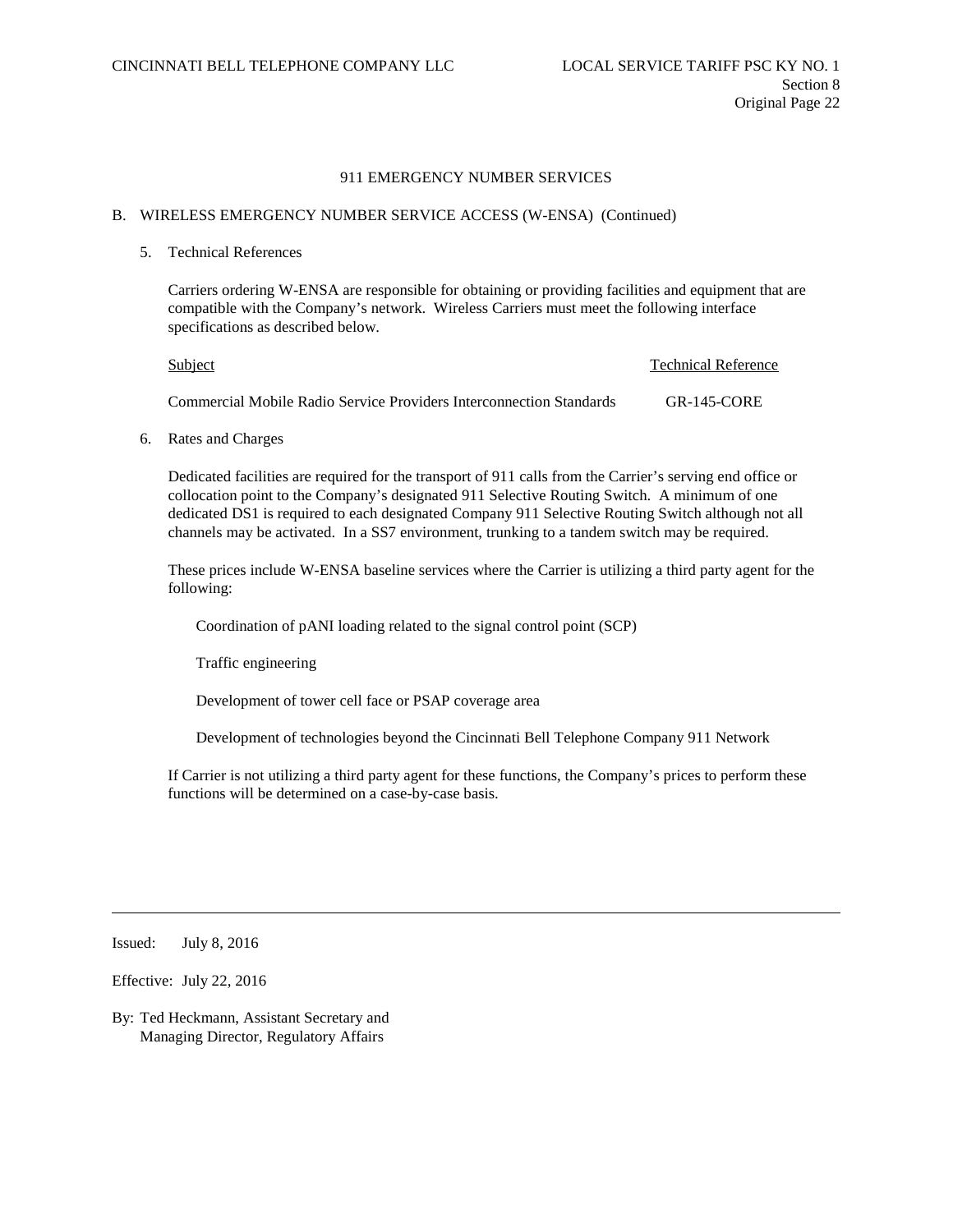## 911 EMERGENCY NUMBER SERVICES

### B. WIRELESS EMERGENCY NUMBER SERVICE ACCESS (W-ENSA) (Continued)

5. Technical References

   Carriers ordering W-ENSA are responsible for obtaining or providing facilities and equipment that are compatible with the Company's network. Wireless Carriers must meet the following interface specifications as described below.

   | Subject | Technical Reference |
   | --- | --- |
   | Commercial Mobile Radio Service Providers Interconnection Standards | GR-145-CORE |

6. Rates and Charges

   Dedicated facilities are required for the transport of 911 calls from the Carrier's serving end office or collocation point to the Company's designated 911 Selective Routing Switch. A minimum of one dedicated DS1 is required to each designated Company 911 Selective Routing Switch although not all channels may be activated. In a SS7 environment, trunking to a tandem switch may be required.

   These prices include W-ENSA baseline services where the Carrier is utilizing a third party agent for the following:

   Coordination of pANI loading related to the signal control point (SCP)

   Traffic engineering

   Development of tower cell face or PSAP coverage area

   Development of technologies beyond the Cincinnati Bell Telephone Company 911 Network

   If Carrier is not utilizing a third party agent for these functions, the Company's prices to perform these functions will be determined on a case-by-case basis.

Issued: July 8, 2016

Effective: July 22, 2016

By: Ted Heckmann, Assistant Secretary and Managing Director, Regulatory Affairs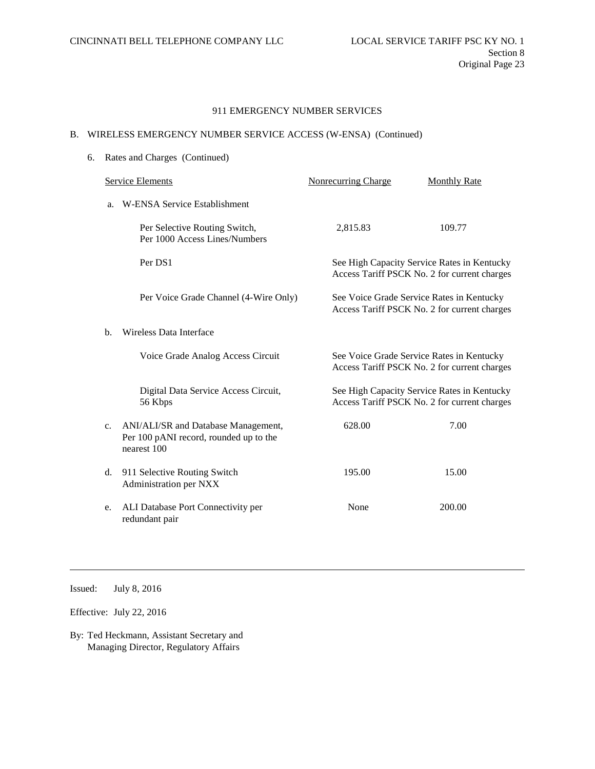## 911 EMERGENCY NUMBER SERVICES

### B. WIRELESS EMERGENCY NUMBER SERVICE ACCESS (W-ENSA) (Continued)

6. Rates and Charges (Continued)

| Service Elements | Nonrecurring Charge | Monthly Rate |
|---|---|---|
| a. W-ENSA Service Establishment | | |
| Per Selective Routing Switch, Per 1000 Access Lines/Numbers | 2,815.83 | 109.77 |
| Per DS1 | See High Capacity Service Rates in Kentucky Access Tariff PSCK No. 2 for current charges | |
| Per Voice Grade Channel (4-Wire Only) | See Voice Grade Service Rates in Kentucky Access Tariff PSCK No. 2 for current charges | |
| b. Wireless Data Interface | | |
| Voice Grade Analog Access Circuit | See Voice Grade Service Rates in Kentucky Access Tariff PSCK No. 2 for current charges | |
| Digital Data Service Access Circuit, 56 Kbps | See High Capacity Service Rates in Kentucky Access Tariff PSCK No. 2 for current charges | |
| c. ANI/ALI/SR and Database Management, Per 100 pANI record, rounded up to the nearest 100 | 628.00 | 7.00 |
| d. 911 Selective Routing Switch Administration per NXX | 195.00 | 15.00 |
| e. ALI Database Port Connectivity per redundant pair | None | 200.00 |

Issued: July 8, 2016

Effective: July 22, 2016

By: Ted Heckmann, Assistant Secretary and Managing Director, Regulatory Affairs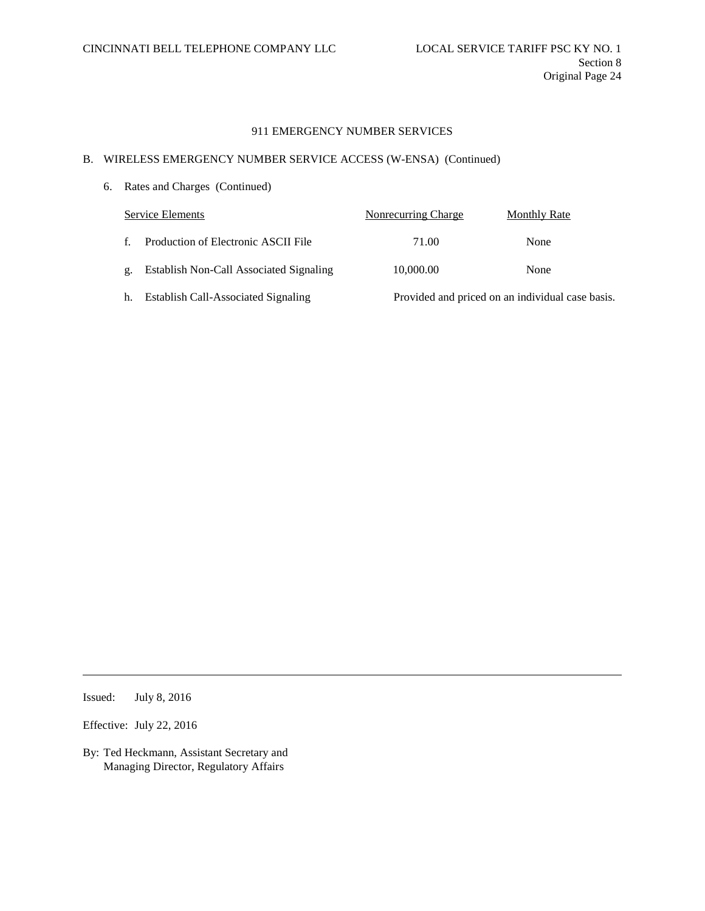# 911 EMERGENCY NUMBER SERVICES

## B. WIRELESS EMERGENCY NUMBER SERVICE ACCESS (W-ENSA) (Continued)

### 6. Rates and Charges (Continued)

| Service Elements | Nonrecurring Charge | Monthly Rate |
|---|---|---|
| f. Production of Electronic ASCII File | 71.00 | None |
| g. Establish Non-Call Associated Signaling | 10,000.00 | None |
| h. Establish Call-Associated Signaling | Provided and priced on an individual case basis. | |

---

Issued: July 8, 2016

Effective: July 22, 2016

By: Ted Heckmann, Assistant Secretary and Managing Director, Regulatory Affairs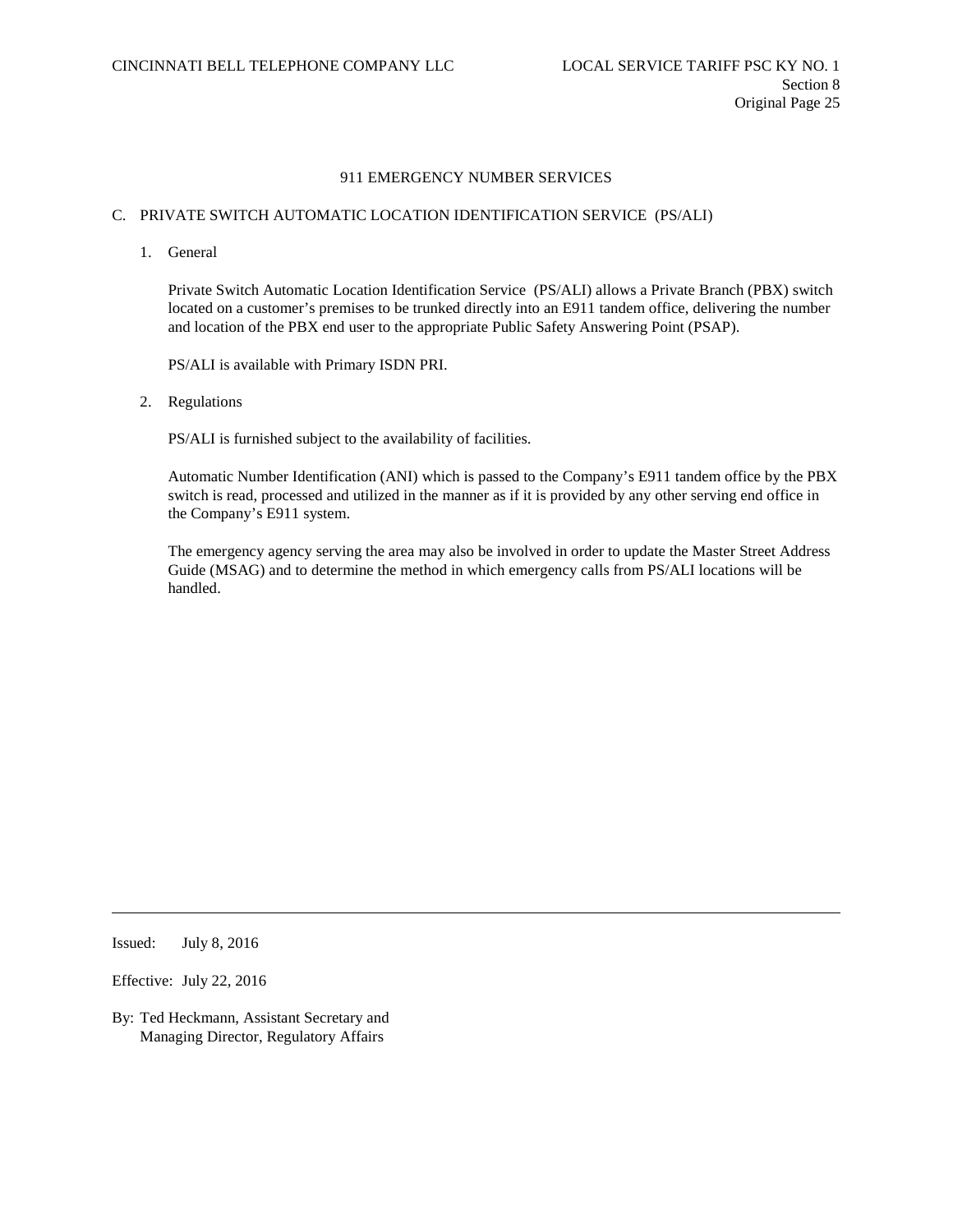## 911 EMERGENCY NUMBER SERVICES

### C. PRIVATE SWITCH AUTOMATIC LOCATION IDENTIFICATION SERVICE (PS/ALI)

1. General

   Private Switch Automatic Location Identification Service (PS/ALI) allows a Private Branch (PBX) switch located on a customer's premises to be trunked directly into an E911 tandem office, delivering the number and location of the PBX end user to the appropriate Public Safety Answering Point (PSAP).

   PS/ALI is available with Primary ISDN PRI.

2. Regulations

   PS/ALI is furnished subject to the availability of facilities.

   Automatic Number Identification (ANI) which is passed to the Company's E911 tandem office by the PBX switch is read, processed and utilized in the manner as if it is provided by any other serving end office in the Company's E911 system.

   The emergency agency serving the area may also be involved in order to update the Master Street Address Guide (MSAG) and to determine the method in which emergency calls from PS/ALI locations will be handled.

---

Issued: July 8, 2016

Effective: July 22, 2016

By: Ted Heckmann, Assistant Secretary and Managing Director, Regulatory Affairs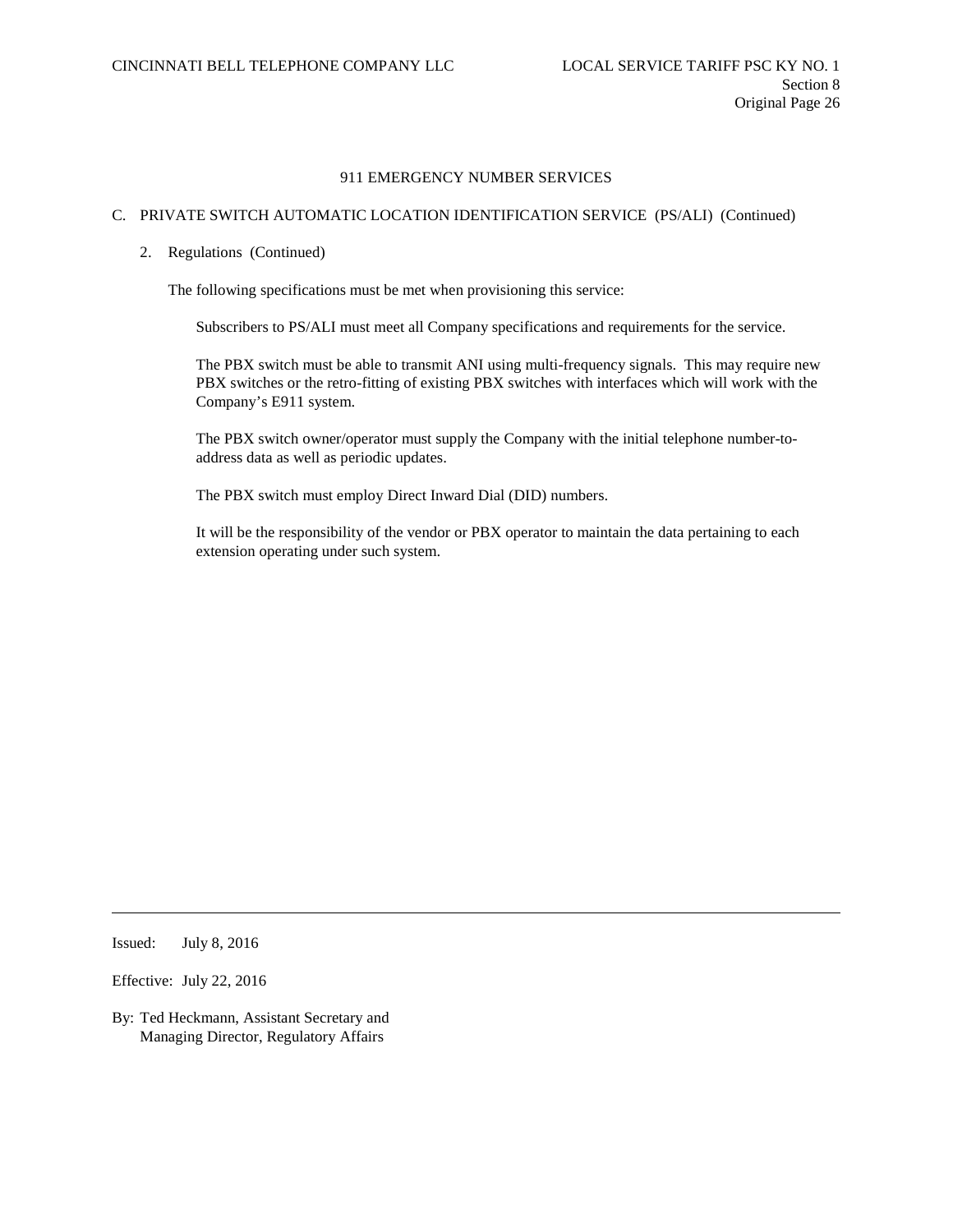## 911 EMERGENCY NUMBER SERVICES

### C. PRIVATE SWITCH AUTOMATIC LOCATION IDENTIFICATION SERVICE (PS/ALI) (Continued)

2. Regulations (Continued)

   The following specifications must be met when provisioning this service:

   Subscribers to PS/ALI must meet all Company specifications and requirements for the service.

   The PBX switch must be able to transmit ANI using multi-frequency signals. This may require new PBX switches or the retro-fitting of existing PBX switches with interfaces which will work with the Company's E911 system.

   The PBX switch owner/operator must supply the Company with the initial telephone number-to-address data as well as periodic updates.

   The PBX switch must employ Direct Inward Dial (DID) numbers.

   It will be the responsibility of the vendor or PBX operator to maintain the data pertaining to each extension operating under such system.

Issued: July 8, 2016

Effective: July 22, 2016

By: Ted Heckmann, Assistant Secretary and Managing Director, Regulatory Affairs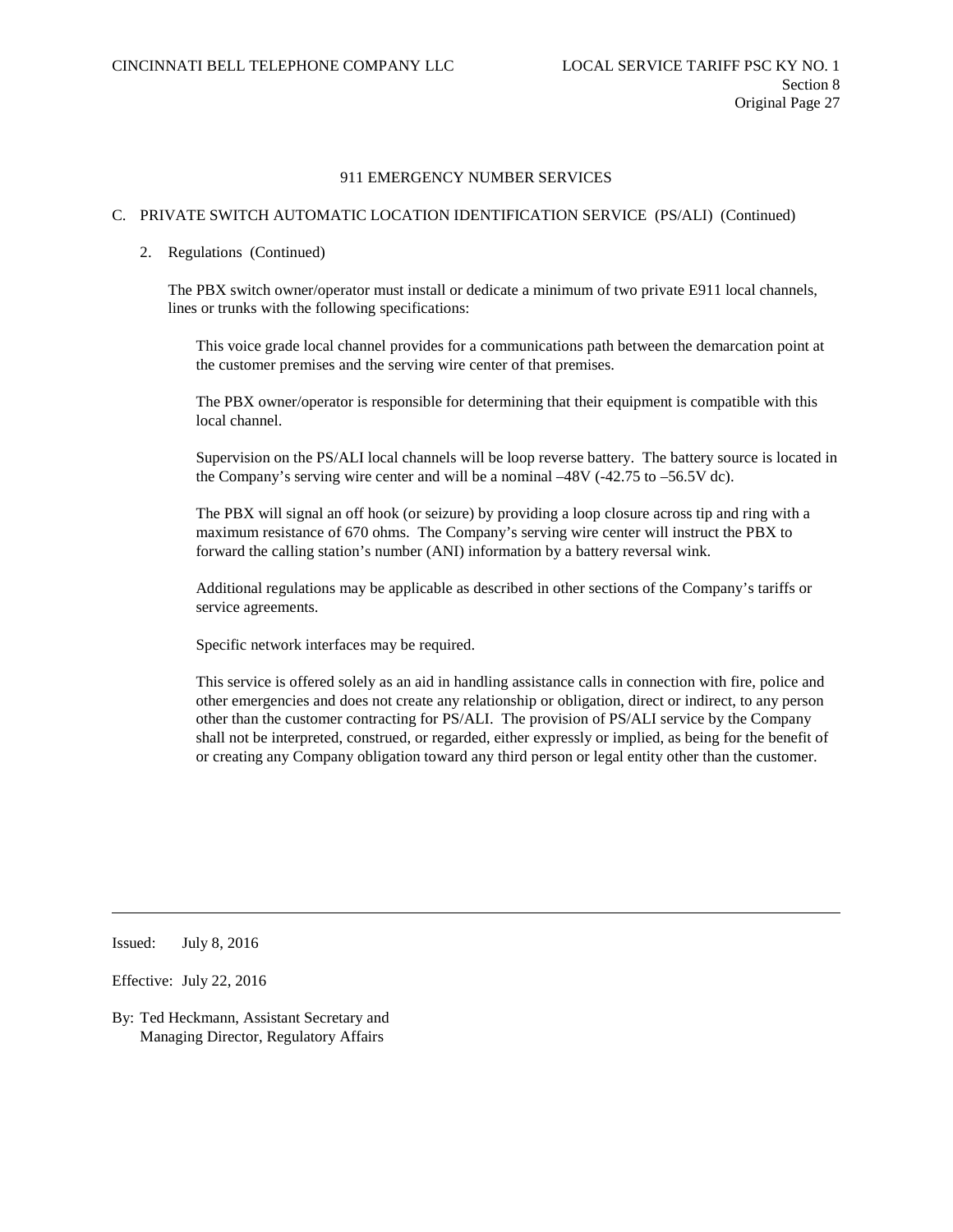## 911 EMERGENCY NUMBER SERVICES

### C. PRIVATE SWITCH AUTOMATIC LOCATION IDENTIFICATION SERVICE (PS/ALI) (Continued)

2. Regulations (Continued)

   The PBX switch owner/operator must install or dedicate a minimum of two private E911 local channels, lines or trunks with the following specifications:

   This voice grade local channel provides for a communications path between the demarcation point at the customer premises and the serving wire center of that premises.

   The PBX owner/operator is responsible for determining that their equipment is compatible with this local channel.

   Supervision on the PS/ALI local channels will be loop reverse battery. The battery source is located in the Company's serving wire center and will be a nominal –48V (-42.75 to –56.5V dc).

   The PBX will signal an off hook (or seizure) by providing a loop closure across tip and ring with a maximum resistance of 670 ohms. The Company's serving wire center will instruct the PBX to forward the calling station's number (ANI) information by a battery reversal wink.

   Additional regulations may be applicable as described in other sections of the Company's tariffs or service agreements.

   Specific network interfaces may be required.

   This service is offered solely as an aid in handling assistance calls in connection with fire, police and other emergencies and does not create any relationship or obligation, direct or indirect, to any person other than the customer contracting for PS/ALI. The provision of PS/ALI service by the Company shall not be interpreted, construed, or regarded, either expressly or implied, as being for the benefit of or creating any Company obligation toward any third person or legal entity other than the customer.

---

Issued: July 8, 2016

Effective: July 22, 2016

By: Ted Heckmann, Assistant Secretary and Managing Director, Regulatory Affairs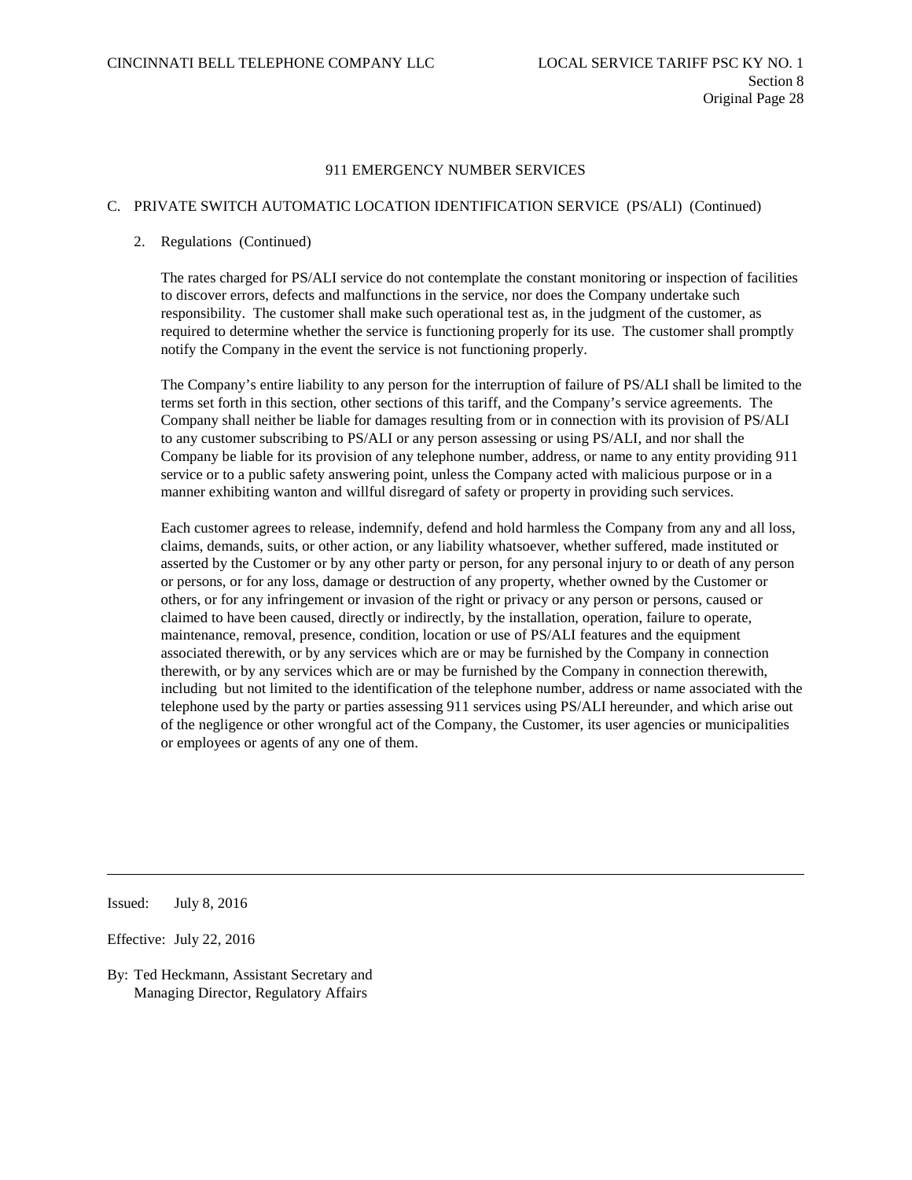# 911 EMERGENCY NUMBER SERVICES

## C. PRIVATE SWITCH AUTOMATIC LOCATION IDENTIFICATION SERVICE (PS/ALI) (Continued)

### 2. Regulations (Continued)

The rates charged for PS/ALI service do not contemplate the constant monitoring or inspection of facilities to discover errors, defects and malfunctions in the service, nor does the Company undertake such responsibility. The customer shall make such operational test as, in the judgment of the customer, as required to determine whether the service is functioning properly for its use. The customer shall promptly notify the Company in the event the service is not functioning properly.

The Company's entire liability to any person for the interruption of failure of PS/ALI shall be limited to the terms set forth in this section, other sections of this tariff, and the Company's service agreements. The Company shall neither be liable for damages resulting from or in connection with its provision of PS/ALI to any customer subscribing to PS/ALI or any person assessing or using PS/ALI, and nor shall the Company be liable for its provision of any telephone number, address, or name to any entity providing 911 service or to a public safety answering point, unless the Company acted with malicious purpose or in a manner exhibiting wanton and willful disregard of safety or property in providing such services.

Each customer agrees to release, indemnify, defend and hold harmless the Company from any and all loss, claims, demands, suits, or other action, or any liability whatsoever, whether suffered, made instituted or asserted by the Customer or by any other party or person, for any personal injury to or death of any person or persons, or for any loss, damage or destruction of any property, whether owned by the Customer or others, or for any infringement or invasion of the right or privacy or any person or persons, caused or claimed to have been caused, directly or indirectly, by the installation, operation, failure to operate, maintenance, removal, presence, condition, location or use of PS/ALI features and the equipment associated therewith, or by any services which are or may be furnished by the Company in connection therewith, or by any services which are or may be furnished by the Company in connection therewith, including but not limited to the identification of the telephone number, address or name associated with the telephone used by the party or parties assessing 911 services using PS/ALI hereunder, and which arise out of the negligence or other wrongful act of the Company, the Customer, its user agencies or municipalities or employees or agents of any one of them.

Issued: July 8, 2016

Effective: July 22, 2016

By: Ted Heckmann, Assistant Secretary and Managing Director, Regulatory Affairs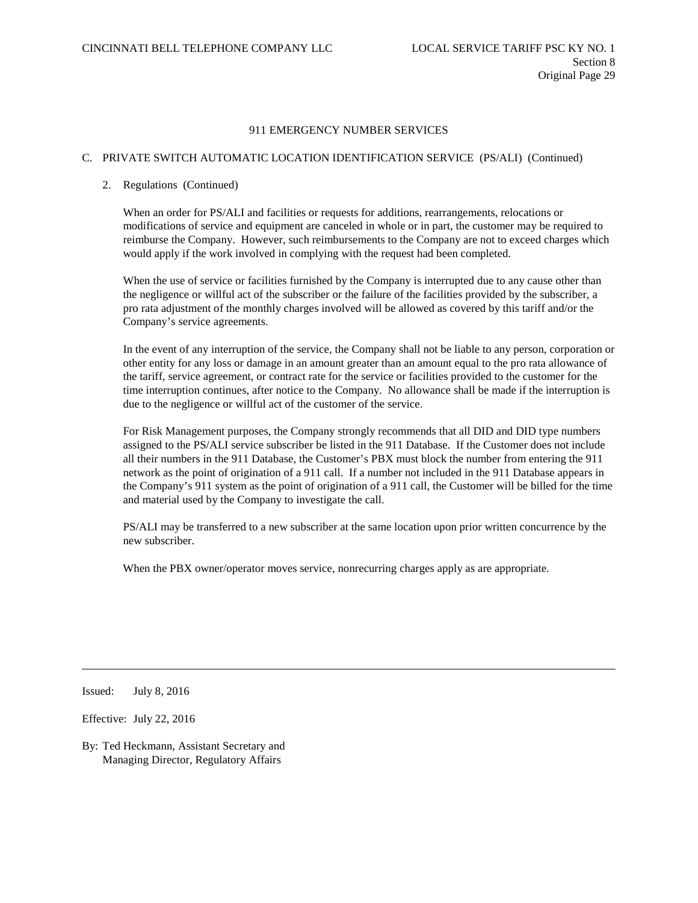## 911 EMERGENCY NUMBER SERVICES

### C. PRIVATE SWITCH AUTOMATIC LOCATION IDENTIFICATION SERVICE (PS/ALI) (Continued)

2. Regulations (Continued)

When an order for PS/ALI and facilities or requests for additions, rearrangements, relocations or modifications of service and equipment are canceled in whole or in part, the customer may be required to reimburse the Company. However, such reimbursements to the Company are not to exceed charges which would apply if the work involved in complying with the request had been completed.

When the use of service or facilities furnished by the Company is interrupted due to any cause other than the negligence or willful act of the subscriber or the failure of the facilities provided by the subscriber, a pro rata adjustment of the monthly charges involved will be allowed as covered by this tariff and/or the Company's service agreements.

In the event of any interruption of the service, the Company shall not be liable to any person, corporation or other entity for any loss or damage in an amount greater than an amount equal to the pro rata allowance of the tariff, service agreement, or contract rate for the service or facilities provided to the customer for the time interruption continues, after notice to the Company. No allowance shall be made if the interruption is due to the negligence or willful act of the customer of the service.

For Risk Management purposes, the Company strongly recommends that all DID and DID type numbers assigned to the PS/ALI service subscriber be listed in the 911 Database. If the Customer does not include all their numbers in the 911 Database, the Customer's PBX must block the number from entering the 911 network as the point of origination of a 911 call. If a number not included in the 911 Database appears in the Company's 911 system as the point of origination of a 911 call, the Customer will be billed for the time and material used by the Company to investigate the call.

PS/ALI may be transferred to a new subscriber at the same location upon prior written concurrence by the new subscriber.

When the PBX owner/operator moves service, nonrecurring charges apply as are appropriate.

Issued: July 8, 2016

Effective: July 22, 2016

By: Ted Heckmann, Assistant Secretary and Managing Director, Regulatory Affairs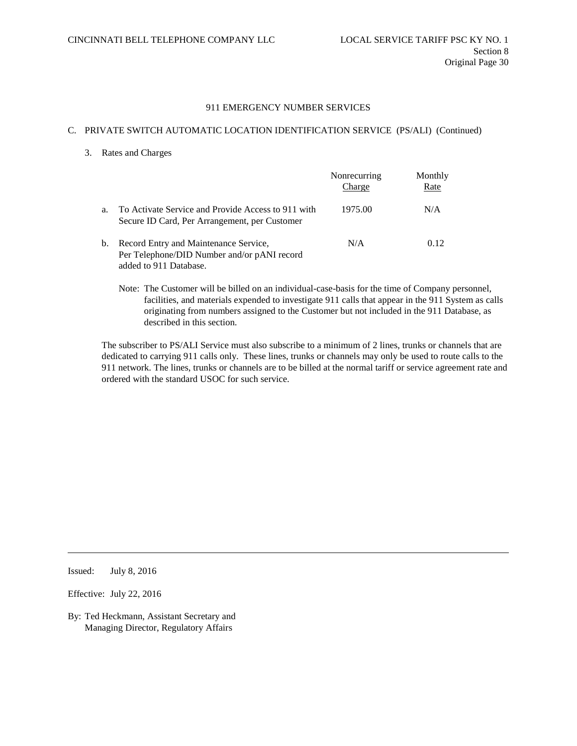## 911 EMERGENCY NUMBER SERVICES

### C. PRIVATE SWITCH AUTOMATIC LOCATION IDENTIFICATION SERVICE (PS/ALI) (Continued)

3. Rates and Charges

| | Nonrecurring Charge | Monthly Rate |
|---|---|---|
| a. To Activate Service and Provide Access to 911 with Secure ID Card, Per Arrangement, per Customer | 1975.00 | N/A |
| b. Record Entry and Maintenance Service, Per Telephone/DID Number and/or pANI record added to 911 Database. | N/A | 0.12 |

Note: The Customer will be billed on an individual-case-basis for the time of Company personnel, facilities, and materials expended to investigate 911 calls that appear in the 911 System as calls originating from numbers assigned to the Customer but not included in the 911 Database, as described in this section.

The subscriber to PS/ALI Service must also subscribe to a minimum of 2 lines, trunks or channels that are dedicated to carrying 911 calls only. These lines, trunks or channels may only be used to route calls to the 911 network. The lines, trunks or channels are to be billed at the normal tariff or service agreement rate and ordered with the standard USOC for such service.

Issued: July 8, 2016

Effective: July 22, 2016

By: Ted Heckmann, Assistant Secretary and Managing Director, Regulatory Affairs